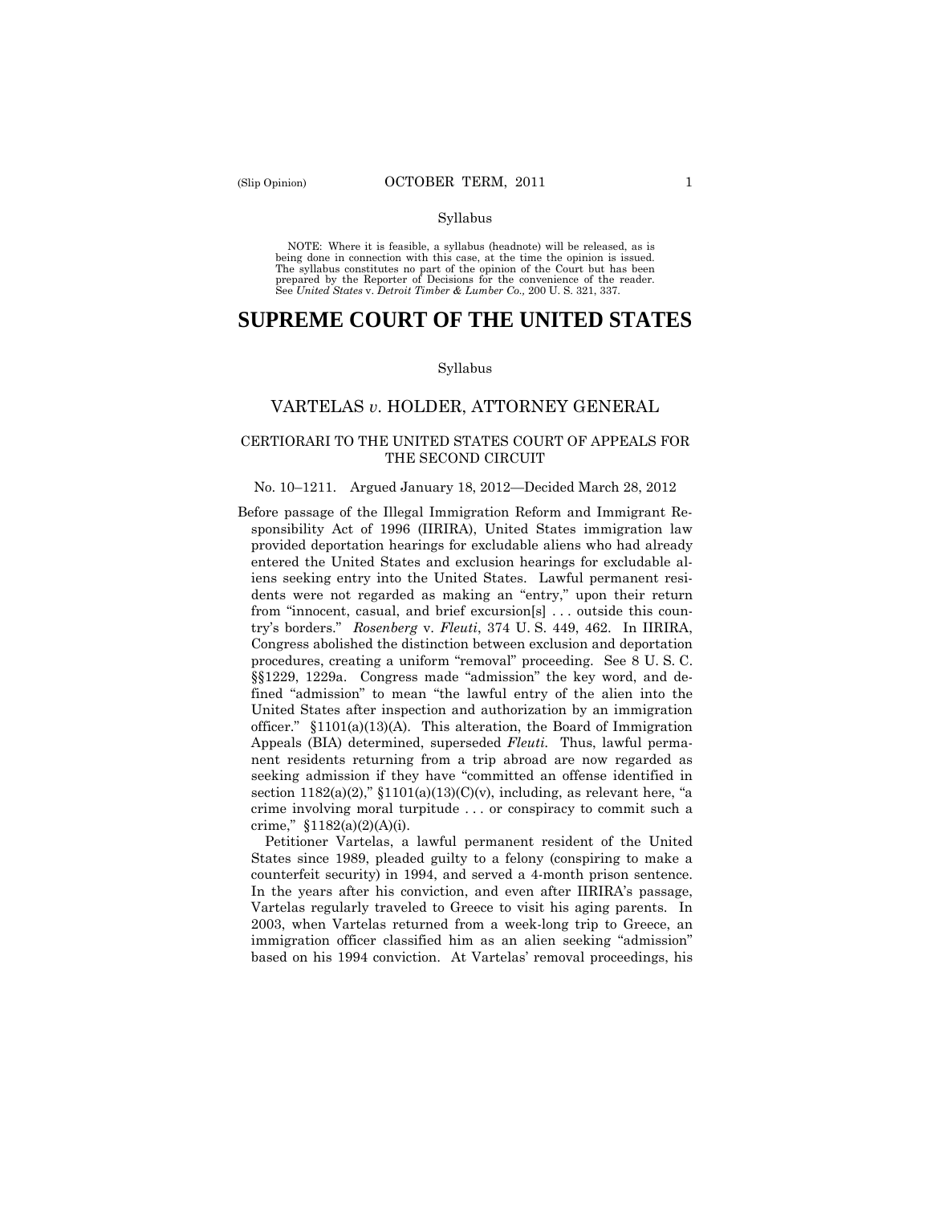Syllabus

NOTE: Where it is feasible, a syllabus (headnote) will be released, as is being done in connection with this case, at the time the opinion is issued. The syllabus constitutes no part of the opinion of the Court but has been prepared by the Reporter of Decisions for the convenience of the reader. See *United States* v. *Detroit Timber & Lumber Co.,* 200 U. S. 321, 337.

# SUPREME COURT OF THE UNITED STATES

Syllabus

## VARTELAS *v.* HOLDER, ATTORNEY GENERAL

### CERTIORARI TO THE UNITED STATES COURT OF APPEALS FOR THE SECOND CIRCUIT

No. 10–1211. Argued January 18, 2012—Decided March 28, 2012

Before passage of the Illegal Immigration Reform and Immigrant Responsibility Act of 1996 (IIRIRA), United States immigration law provided deportation hearings for excludable aliens who had already entered the United States and exclusion hearings for excludable aliens seeking entry into the United States. Lawful permanent residents were not regarded as making an "entry," upon their return from "innocent, casual, and brief excursion[s] . . . outside this country's borders." *Rosenberg* v. *Fleuti*, 374 U. S. 449, 462. In IIRIRA, Congress abolished the distinction between exclusion and deportation procedures, creating a uniform "removal" proceeding. See 8 U. S. C. §§1229, 1229a. Congress made "admission" the key word, and defined "admission" to mean "the lawful entry of the alien into the United States after inspection and authorization by an immigration officer." §1101(a)(13)(A). This alteration, the Board of Immigration Appeals (BIA) determined, superseded *Fleuti.* Thus, lawful permanent residents returning from a trip abroad are now regarded as seeking admission if they have "committed an offense identified in section 1182(a)(2)," §1101(a)(13)(C)(v), including, as relevant here, "a crime involving moral turpitude . . . or conspiracy to commit such a crime," §1182(a)(2)(A)(i).

Petitioner Vartelas, a lawful permanent resident of the United States since 1989, pleaded guilty to a felony (conspiring to make a counterfeit security) in 1994, and served a 4-month prison sentence. In the years after his conviction, and even after IIRIRA's passage, Vartelas regularly traveled to Greece to visit his aging parents. In 2003, when Vartelas returned from a week-long trip to Greece, an immigration officer classified him as an alien seeking "admission" based on his 1994 conviction. At Vartelas' removal proceedings, his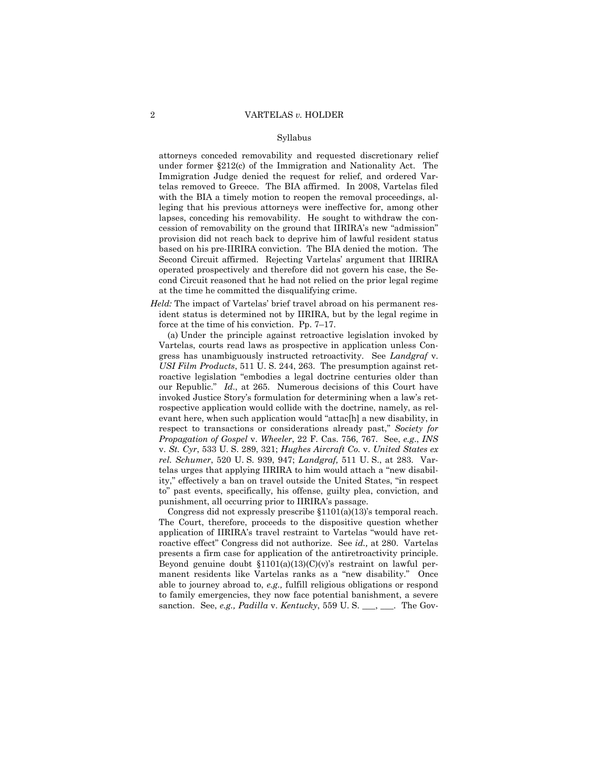Syllabus

attorneys conceded removability and requested discretionary relief under former §212(c) of the Immigration and Nationality Act. The Immigration Judge denied the request for relief, and ordered Vartelas removed to Greece. The BIA affirmed. In 2008, Vartelas filed with the BIA a timely motion to reopen the removal proceedings, alleging that his previous attorneys were ineffective for, among other lapses, conceding his removability. He sought to withdraw the concession of removability on the ground that IIRIRA's new "admission" provision did not reach back to deprive him of lawful resident status based on his pre-IIRIRA conviction. The BIA denied the motion. The Second Circuit affirmed. Rejecting Vartelas' argument that IIRIRA operated prospectively and therefore did not govern his case, the Second Circuit reasoned that he had not relied on the prior legal regime at the time he committed the disqualifying crime.

*Held:* The impact of Vartelas' brief travel abroad on his permanent resident status is determined not by IIRIRA, but by the legal regime in force at the time of his conviction. Pp. 7–17.

(a) Under the principle against retroactive legislation invoked by Vartelas, courts read laws as prospective in application unless Congress has unambiguously instructed retroactivity. See *Landgraf* v. *USI Film Products*, 511 U. S. 244, 263. The presumption against retroactive legislation "embodies a legal doctrine centuries older than our Republic." *Id*., at 265. Numerous decisions of this Court have invoked Justice Story's formulation for determining when a law's retrospective application would collide with the doctrine, namely, as relevant here, when such application would "attac[h] a new disability, in respect to transactions or considerations already past," *Society for Propagation of Gospel* v. *Wheeler*, 22 F. Cas. 756, 767. See, *e.g*., *INS* v. *St. Cyr*, 533 U. S. 289, 321; *Hughes Aircraft Co.* v. *United States ex rel. Schumer*, 520 U. S. 939, 947; *Landgraf,* 511 U. S., at 283. Vartelas urges that applying IIRIRA to him would attach a "new disability," effectively a ban on travel outside the United States, "in respect to" past events, specifically, his offense, guilty plea, conviction, and punishment, all occurring prior to IIRIRA's passage.

Congress did not expressly prescribe §1101(a)(13)'s temporal reach. The Court, therefore, proceeds to the dispositive question whether application of IIRIRA's travel restraint to Vartelas "would have retroactive effect" Congress did not authorize. See *id.,* at 280. Vartelas presents a firm case for application of the antiretroactivity principle. Beyond genuine doubt §1101(a)(13)(C)(v)'s restraint on lawful permanent residents like Vartelas ranks as a "new disability." Once able to journey abroad to, *e.g.,* fulfill religious obligations or respond to family emergencies, they now face potential banishment, a severe sanction. See, *e.g., Padilla* v. *Kentucky*, 559 U. S. ___, ___. The Gov-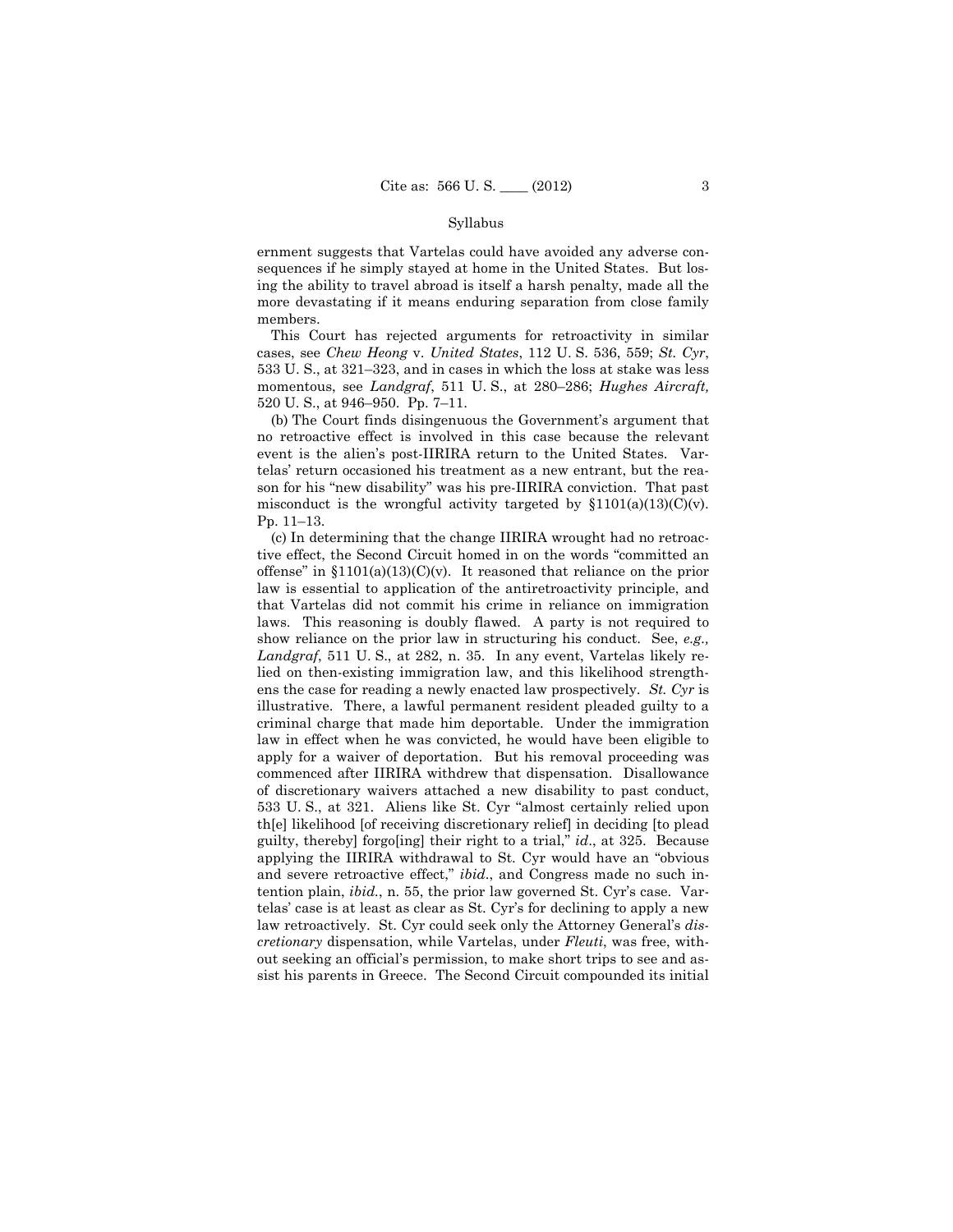ernment suggests that Vartelas could have avoided any adverse consequences if he simply stayed at home in the United States. But losing the ability to travel abroad is itself a harsh penalty, made all the more devastating if it means enduring separation from close family members.

This Court has rejected arguments for retroactivity in similar cases, see *Chew Heong* v. *United States*, 112 U. S. 536, 559; *St. Cyr*, 533 U. S., at 321–323, and in cases in which the loss at stake was less momentous, see *Landgraf*, 511 U. S., at 280–286; *Hughes Aircraft,* 520 U. S., at 946–950. Pp. 7–11.

(b) The Court finds disingenuous the Government's argument that no retroactive effect is involved in this case because the relevant event is the alien's post-IIRIRA return to the United States. Vartelas' return occasioned his treatment as a new entrant, but the reason for his "new disability" was his pre-IIRIRA conviction. That past misconduct is the wrongful activity targeted by §1101(a)(13)(C)(v). Pp. 11–13.

(c) In determining that the change IIRIRA wrought had no retroactive effect, the Second Circuit homed in on the words "committed an offense" in §1101(a)(13)(C)(v). It reasoned that reliance on the prior law is essential to application of the antiretroactivity principle, and that Vartelas did not commit his crime in reliance on immigration laws. This reasoning is doubly flawed. A party is not required to show reliance on the prior law in structuring his conduct. See, *e.g., Landgraf*, 511 U. S., at 282, n. 35. In any event, Vartelas likely relied on then-existing immigration law, and this likelihood strengthens the case for reading a newly enacted law prospectively. *St. Cyr* is illustrative. There, a lawful permanent resident pleaded guilty to a criminal charge that made him deportable. Under the immigration law in effect when he was convicted, he would have been eligible to apply for a waiver of deportation. But his removal proceeding was commenced after IIRIRA withdrew that dispensation. Disallowance of discretionary waivers attached a new disability to past conduct, 533 U. S., at 321. Aliens like St. Cyr "almost certainly relied upon th[e] likelihood [of receiving discretionary relief] in deciding [to plead guilty, thereby] forgo[ing] their right to a trial," *id*., at 325. Because applying the IIRIRA withdrawal to St. Cyr would have an "obvious and severe retroactive effect," *ibid*., and Congress made no such intention plain, *ibid.*, n. 55, the prior law governed St. Cyr's case. Vartelas' case is at least as clear as St. Cyr's for declining to apply a new law retroactively. St. Cyr could seek only the Attorney General's *discretionary* dispensation, while Vartelas, under *Fleuti*, was free, without seeking an official's permission, to make short trips to see and assist his parents in Greece. The Second Circuit compounded its initial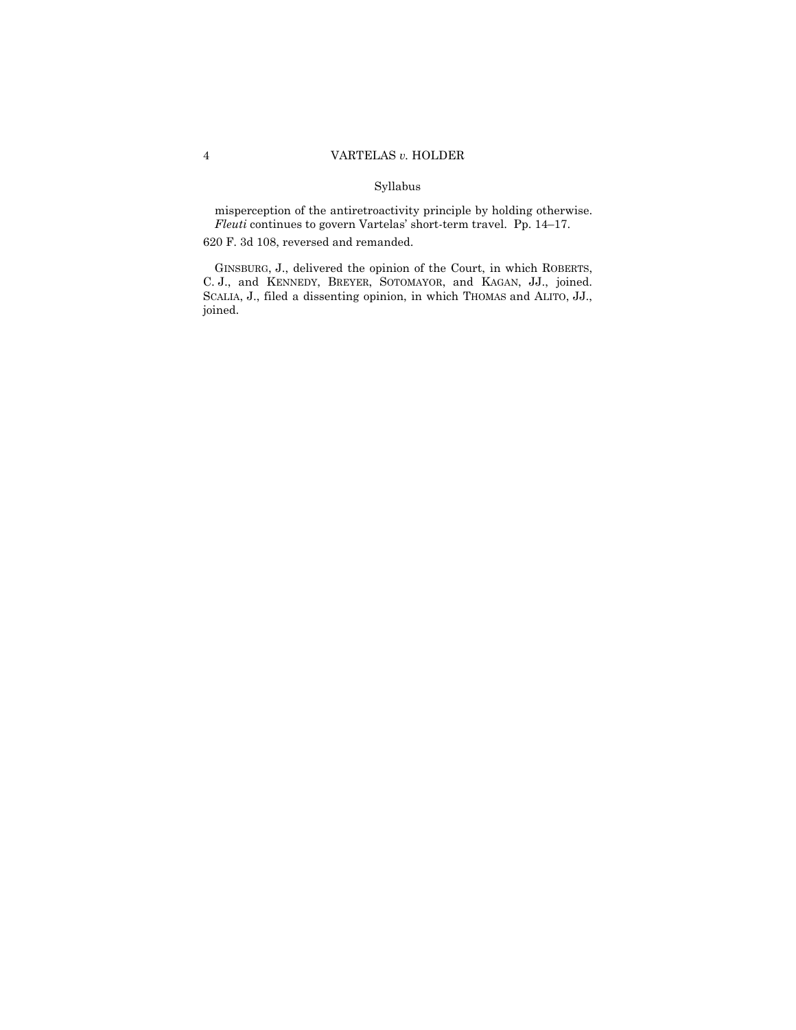Syllabus

misperception of the antiretroactivity principle by holding otherwise. *Fleuti* continues to govern Vartelas' short-term travel. Pp. 14–17.

620 F. 3d 108, reversed and remanded.

GINSBURG, J., delivered the opinion of the Court, in which ROBERTS, C. J., and KENNEDY, BREYER, SOTOMAYOR, and KAGAN, JJ., joined. SCALIA, J., filed a dissenting opinion, in which THOMAS and ALITO, JJ., joined.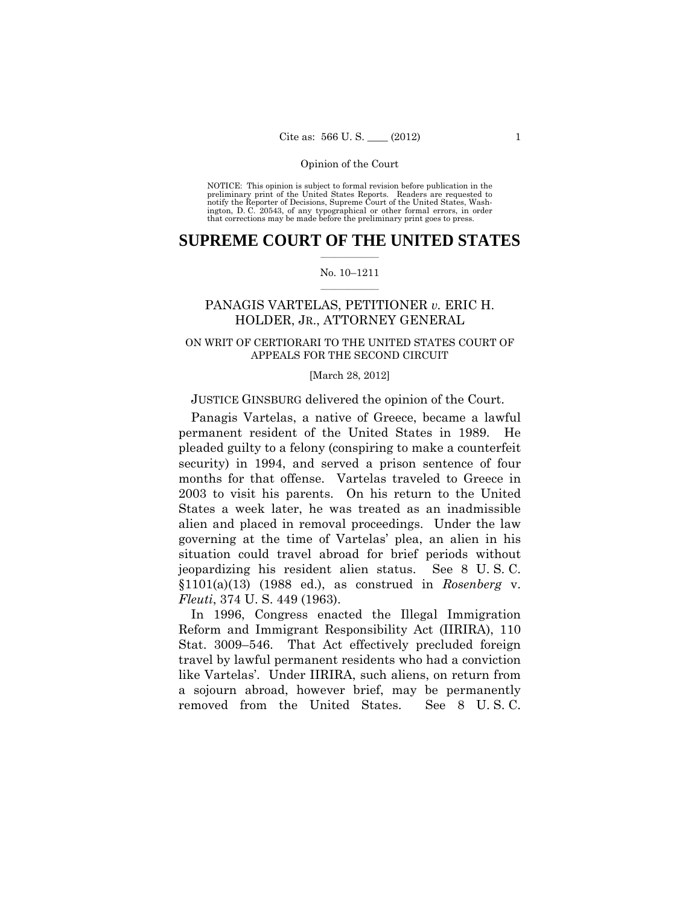NOTICE: This opinion is subject to formal revision before publication in the preliminary print of the United States Reports. Readers are requested to notify the Reporter of Decisions, Supreme Court of the United States, Washington, D. C. 20543, of any typographical or other formal errors, in order that corrections may be made before the preliminary print goes to press.

# SUPREME COURT OF THE UNITED STATES

No. 10–1211

## PANAGIS VARTELAS, PETITIONER *v.* ERIC H. HOLDER, JR., ATTORNEY GENERAL

ON WRIT OF CERTIORARI TO THE UNITED STATES COURT OF APPEALS FOR THE SECOND CIRCUIT

[March 28, 2012]

JUSTICE GINSBURG delivered the opinion of the Court.

Panagis Vartelas, a native of Greece, became a lawful permanent resident of the United States in 1989. He pleaded guilty to a felony (conspiring to make a counterfeit security) in 1994, and served a prison sentence of four months for that offense. Vartelas traveled to Greece in 2003 to visit his parents. On his return to the United States a week later, he was treated as an inadmissible alien and placed in removal proceedings. Under the law governing at the time of Vartelas' plea, an alien in his situation could travel abroad for brief periods without jeopardizing his resident alien status. See 8 U. S. C. §1101(a)(13) (1988 ed.), as construed in *Rosenberg* v. *Fleuti*, 374 U. S. 449 (1963).

In 1996, Congress enacted the Illegal Immigration Reform and Immigrant Responsibility Act (IIRIRA), 110 Stat. 3009–546. That Act effectively precluded foreign travel by lawful permanent residents who had a conviction like Vartelas'. Under IIRIRA, such aliens, on return from a sojourn abroad, however brief, may be permanently removed from the United States. See 8 U. S. C.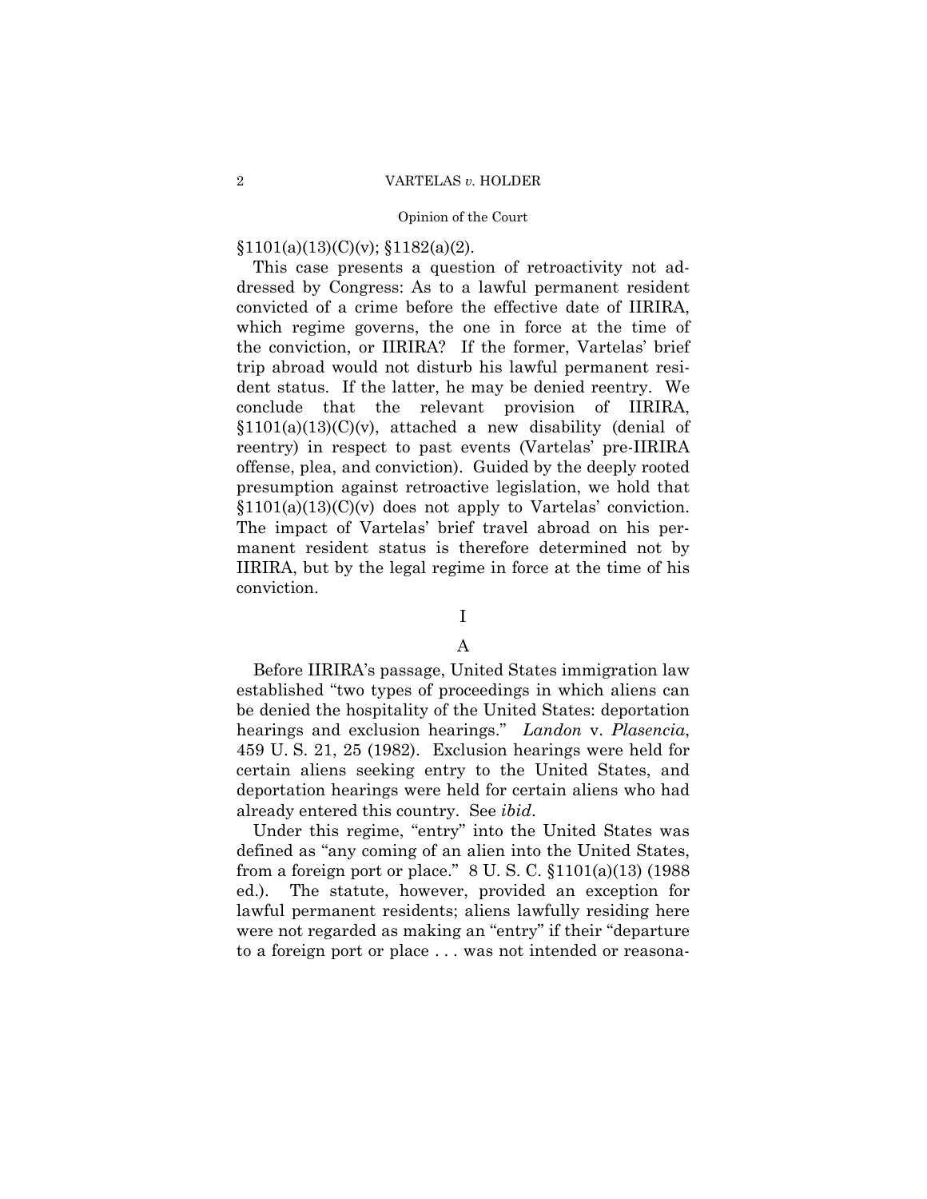§1101(a)(13)(C)(v); §1182(a)(2).

This case presents a question of retroactivity not addressed by Congress: As to a lawful permanent resident convicted of a crime before the effective date of IIRIRA, which regime governs, the one in force at the time of the conviction, or IIRIRA? If the former, Vartelas' brief trip abroad would not disturb his lawful permanent resident status. If the latter, he may be denied reentry. We conclude that the relevant provision of IIRIRA, §1101(a)(13)(C)(v), attached a new disability (denial of reentry) in respect to past events (Vartelas' pre-IIRIRA offense, plea, and conviction). Guided by the deeply rooted presumption against retroactive legislation, we hold that §1101(a)(13)(C)(v) does not apply to Vartelas' conviction. The impact of Vartelas' brief travel abroad on his permanent resident status is therefore determined not by IIRIRA, but by the legal regime in force at the time of his conviction.

## I

### A

Before IIRIRA's passage, United States immigration law established "two types of proceedings in which aliens can be denied the hospitality of the United States: deportation hearings and exclusion hearings." *Landon* v. *Plasencia*, 459 U. S. 21, 25 (1982). Exclusion hearings were held for certain aliens seeking entry to the United States, and deportation hearings were held for certain aliens who had already entered this country. See *ibid*.

Under this regime, "entry" into the United States was defined as "any coming of an alien into the United States, from a foreign port or place." 8 U. S. C. §1101(a)(13) (1988 ed.). The statute, however, provided an exception for lawful permanent residents; aliens lawfully residing here were not regarded as making an "entry" if their "departure to a foreign port or place . . . was not intended or reasona-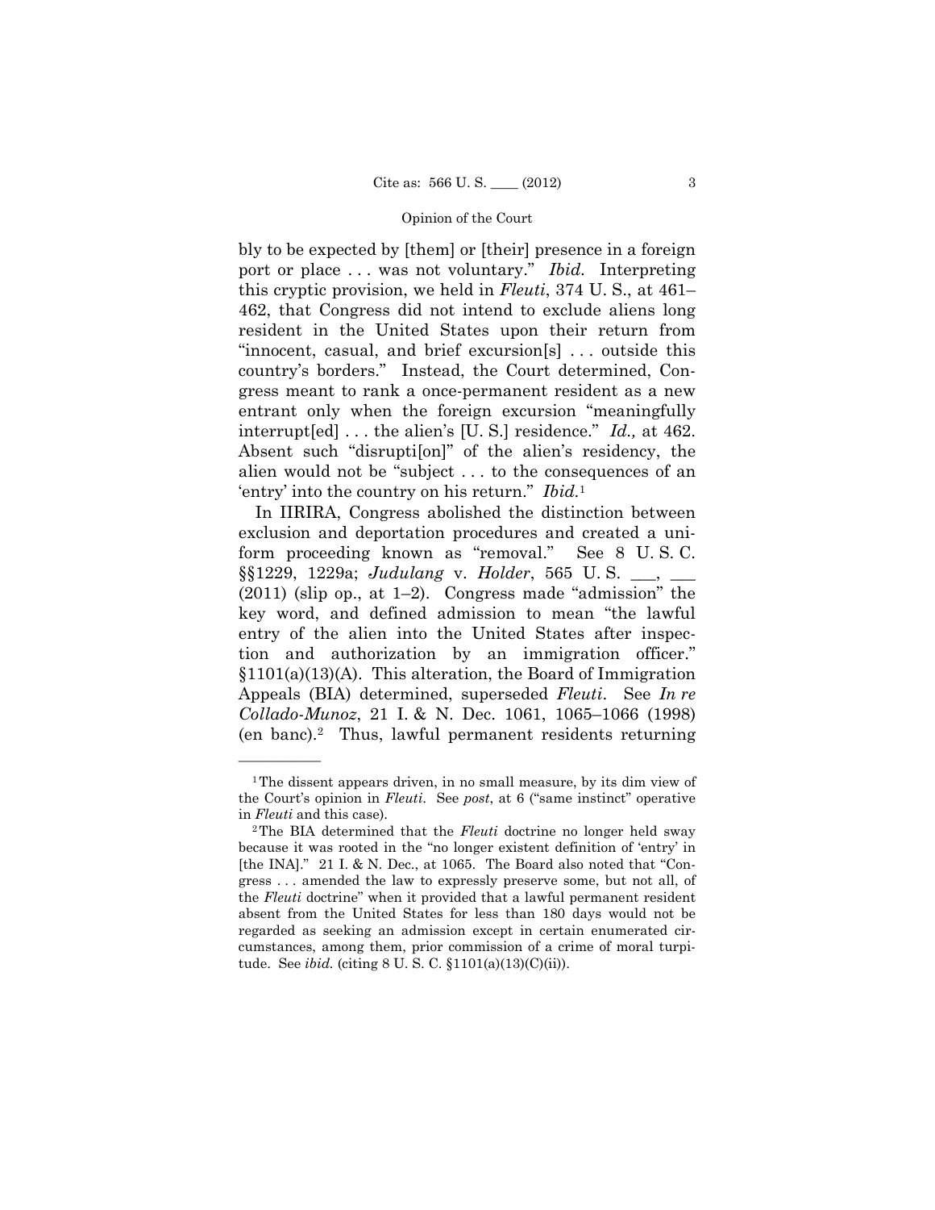bly to be expected by [them] or [their] presence in a foreign port or place . . . was not voluntary." *Ibid.* Interpreting this cryptic provision, we held in *Fleuti*, 374 U. S., at 461–462, that Congress did not intend to exclude aliens long resident in the United States upon their return from "innocent, casual, and brief excursion[s] . . . outside this country's borders." Instead, the Court determined, Congress meant to rank a once-permanent resident as a new entrant only when the foreign excursion "meaningfully interrupt[ed] . . . the alien's [U. S.] residence." *Id.,* at 462. Absent such "disrupti[on]" of the alien's residency, the alien would not be "subject . . . to the consequences of an 'entry' into the country on his return." *Ibid.*[1]

In IIRIRA, Congress abolished the distinction between exclusion and deportation procedures and created a uniform proceeding known as "removal." See 8 U. S. C. §§1229, 1229a; *Judulang* v. *Holder*, 565 U. S. \_\_\_, \_\_\_ (2011) (slip op., at 1–2). Congress made "admission" the key word, and defined admission to mean "the lawful entry of the alien into the United States after inspection and authorization by an immigration officer." §1101(a)(13)(A). This alteration, the Board of Immigration Appeals (BIA) determined, superseded *Fleuti*. See *In re Collado-Munoz*, 21 I. & N. Dec. 1061, 1065–1066 (1998) (en banc).[2] Thus, lawful permanent residents returning

---

[1] The dissent appears driven, in no small measure, by its dim view of the Court's opinion in *Fleuti*. See *post*, at 6 ("same instinct" operative in *Fleuti* and this case).

[2] The BIA determined that the *Fleuti* doctrine no longer held sway because it was rooted in the "no longer existent definition of 'entry' in [the INA]." 21 I. & N. Dec., at 1065. The Board also noted that "Congress . . . amended the law to expressly preserve some, but not all, of the *Fleuti* doctrine" when it provided that a lawful permanent resident absent from the United States for less than 180 days would not be regarded as seeking an admission except in certain enumerated circumstances, among them, prior commission of a crime of moral turpitude. See *ibid.* (citing 8 U. S. C. §1101(a)(13)(C)(ii)).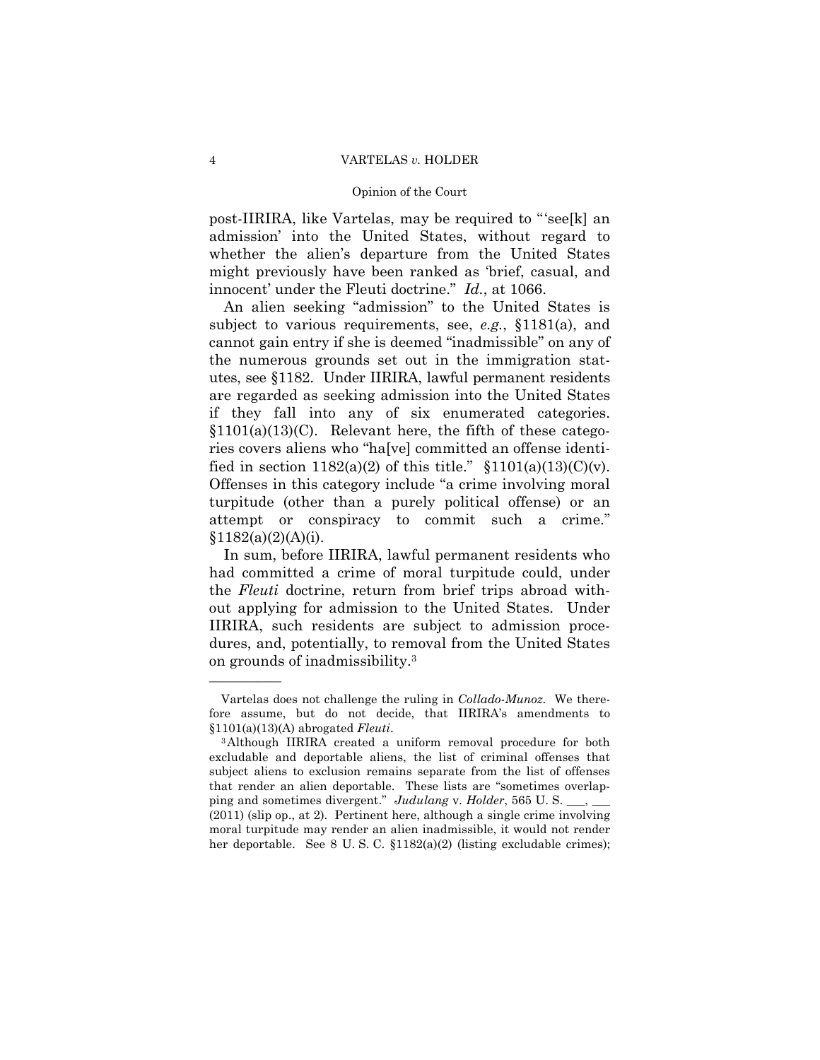post-IIRIRA, like Vartelas, may be required to "'see[k] an admission' into the United States, without regard to whether the alien's departure from the United States might previously have been ranked as 'brief, casual, and innocent' under the Fleuti doctrine." *Id.*, at 1066.

An alien seeking "admission" to the United States is subject to various requirements, see, *e.g.*, §1181(a), and cannot gain entry if she is deemed "inadmissible" on any of the numerous grounds set out in the immigration statutes, see §1182. Under IIRIRA, lawful permanent residents are regarded as seeking admission into the United States if they fall into any of six enumerated categories. §1101(a)(13)(C). Relevant here, the fifth of these categories covers aliens who "ha[ve] committed an offense identified in section 1182(a)(2) of this title." §1101(a)(13)(C)(v). Offenses in this category include "a crime involving moral turpitude (other than a purely political offense) or an attempt or conspiracy to commit such a crime." §1182(a)(2)(A)(i).

In sum, before IIRIRA, lawful permanent residents who had committed a crime of moral turpitude could, under the *Fleuti* doctrine, return from brief trips abroad without applying for admission to the United States. Under IIRIRA, such residents are subject to admission procedures, and, potentially, to removal from the United States on grounds of inadmissibility.[3]

---

Vartelas does not challenge the ruling in *Collado-Munoz*. We therefore assume, but do not decide, that IIRIRA's amendments to §1101(a)(13)(A) abrogated *Fleuti*.

[3] Although IIRIRA created a uniform removal procedure for both excludable and deportable aliens, the list of criminal offenses that subject aliens to exclusion remains separate from the list of offenses that render an alien deportable. These lists are "sometimes overlapping and sometimes divergent." *Judulang* v. *Holder*, 565 U. S. \_\_\_, \_\_\_ (2011) (slip op., at 2). Pertinent here, although a single crime involving moral turpitude may render an alien inadmissible, it would not render her deportable. See 8 U. S. C. §1182(a)(2) (listing excludable crimes);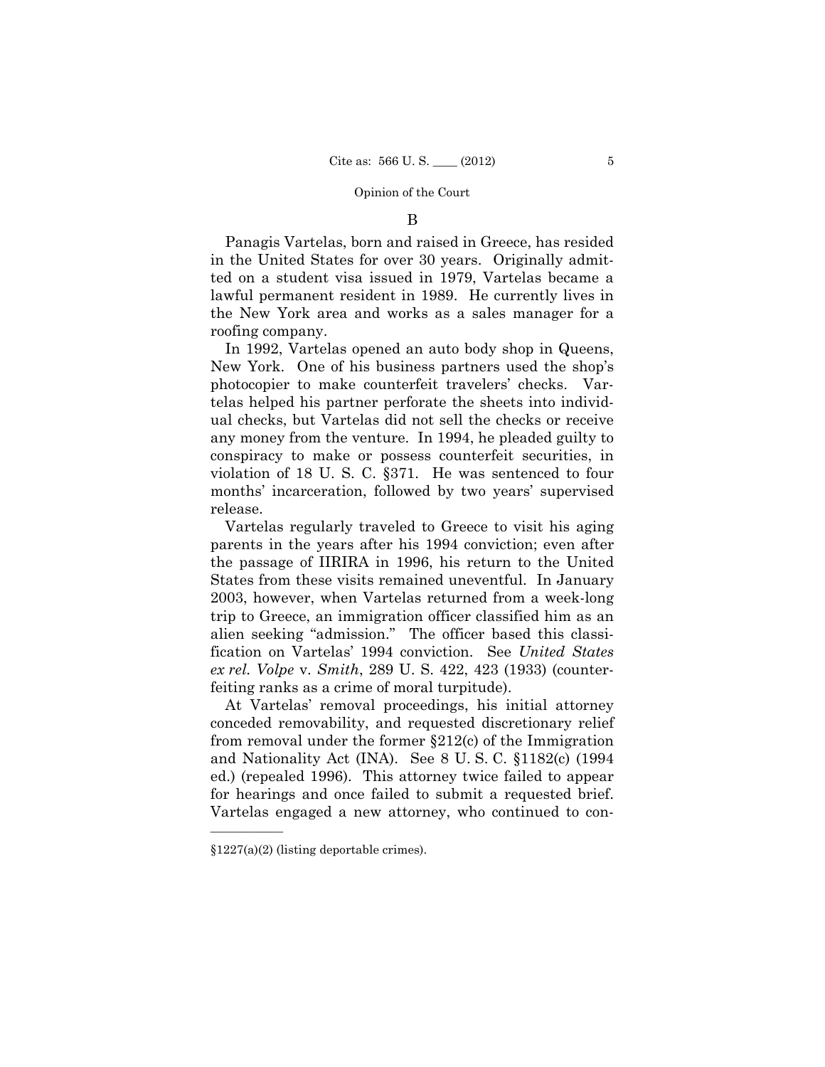### B

Panagis Vartelas, born and raised in Greece, has resided in the United States for over 30 years. Originally admitted on a student visa issued in 1979, Vartelas became a lawful permanent resident in 1989. He currently lives in the New York area and works as a sales manager for a roofing company.

In 1992, Vartelas opened an auto body shop in Queens, New York. One of his business partners used the shop's photocopier to make counterfeit travelers' checks. Vartelas helped his partner perforate the sheets into individual checks, but Vartelas did not sell the checks or receive any money from the venture. In 1994, he pleaded guilty to conspiracy to make or possess counterfeit securities, in violation of 18 U. S. C. §371. He was sentenced to four months' incarceration, followed by two years' supervised release.

Vartelas regularly traveled to Greece to visit his aging parents in the years after his 1994 conviction; even after the passage of IIRIRA in 1996, his return to the United States from these visits remained uneventful. In January 2003, however, when Vartelas returned from a week-long trip to Greece, an immigration officer classified him as an alien seeking "admission." The officer based this classification on Vartelas' 1994 conviction. See *United States ex rel. Volpe* v. *Smith*, 289 U. S. 422, 423 (1933) (counterfeiting ranks as a crime of moral turpitude).

At Vartelas' removal proceedings, his initial attorney conceded removability, and requested discretionary relief from removal under the former §212(c) of the Immigration and Nationality Act (INA). See 8 U. S. C. §1182(c) (1994 ed.) (repealed 1996). This attorney twice failed to appear for hearings and once failed to submit a requested brief. Vartelas engaged a new attorney, who continued to con-

---

§1227(a)(2) (listing deportable crimes).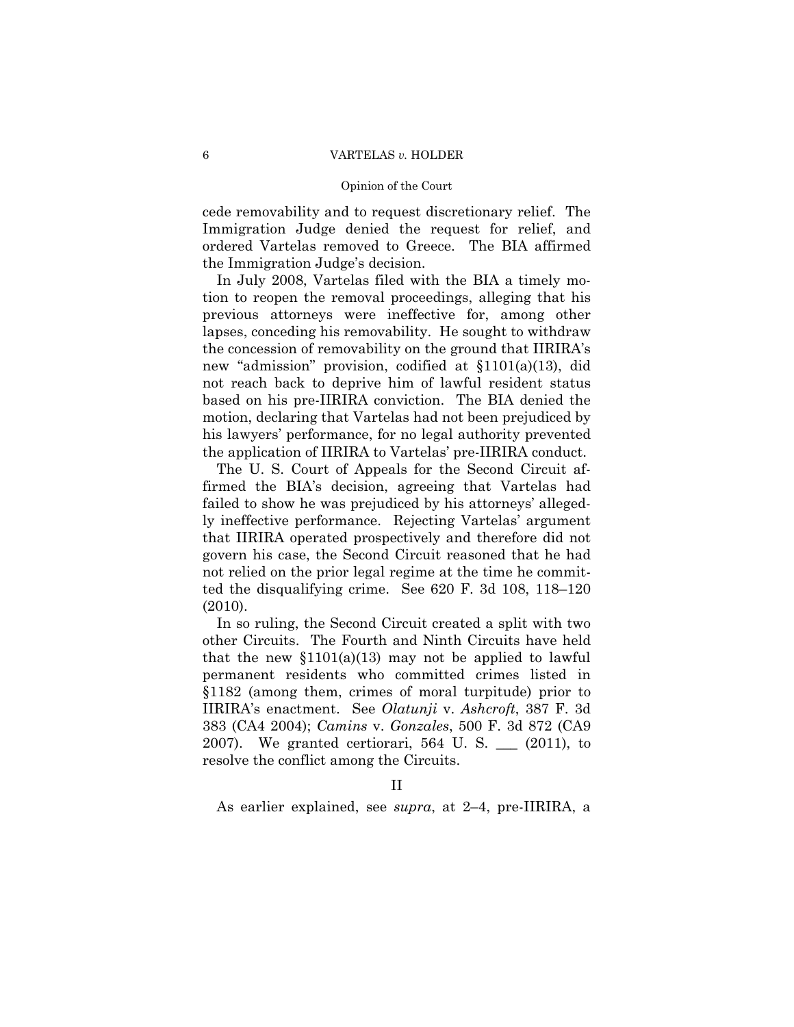cede removability and to request discretionary relief. The Immigration Judge denied the request for relief, and ordered Vartelas removed to Greece. The BIA affirmed the Immigration Judge's decision.

In July 2008, Vartelas filed with the BIA a timely motion to reopen the removal proceedings, alleging that his previous attorneys were ineffective for, among other lapses, conceding his removability. He sought to withdraw the concession of removability on the ground that IIRIRA's new "admission" provision, codified at §1101(a)(13), did not reach back to deprive him of lawful resident status based on his pre-IIRIRA conviction. The BIA denied the motion, declaring that Vartelas had not been prejudiced by his lawyers' performance, for no legal authority prevented the application of IIRIRA to Vartelas' pre-IIRIRA conduct.

The U. S. Court of Appeals for the Second Circuit affirmed the BIA's decision, agreeing that Vartelas had failed to show he was prejudiced by his attorneys' allegedly ineffective performance. Rejecting Vartelas' argument that IIRIRA operated prospectively and therefore did not govern his case, the Second Circuit reasoned that he had not relied on the prior legal regime at the time he committed the disqualifying crime. See 620 F. 3d 108, 118–120 (2010).

In so ruling, the Second Circuit created a split with two other Circuits. The Fourth and Ninth Circuits have held that the new §1101(a)(13) may not be applied to lawful permanent residents who committed crimes listed in §1182 (among them, crimes of moral turpitude) prior to IIRIRA's enactment. See *Olatunji* v. *Ashcroft*, 387 F. 3d 383 (CA4 2004); *Camins* v. *Gonzales*, 500 F. 3d 872 (CA9 2007). We granted certiorari, 564 U. S. ___ (2011), to resolve the conflict among the Circuits.

## II

As earlier explained, see *supra*, at 2–4, pre-IIRIRA, a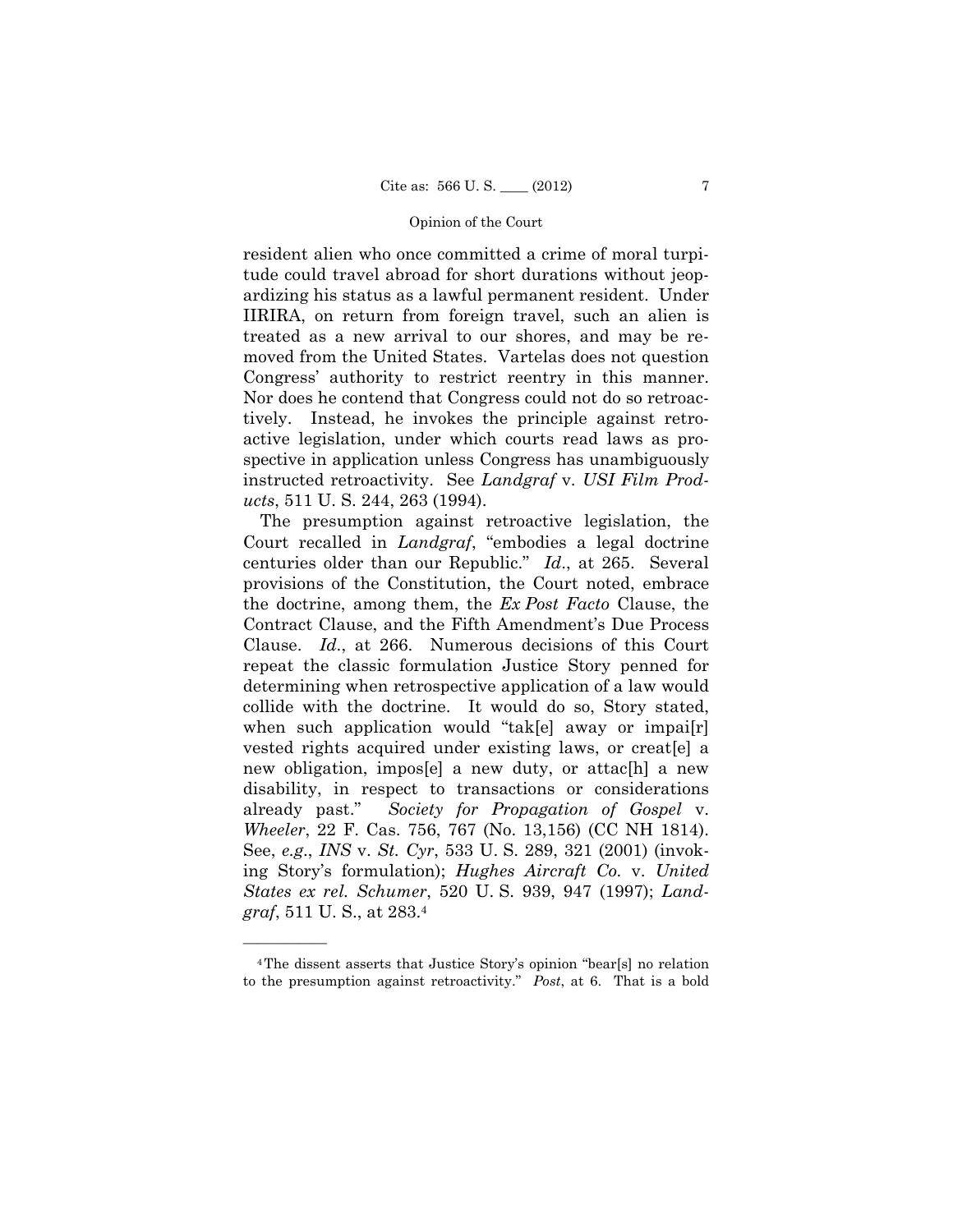resident alien who once committed a crime of moral turpitude could travel abroad for short durations without jeopardizing his status as a lawful permanent resident. Under IIRIRA, on return from foreign travel, such an alien is treated as a new arrival to our shores, and may be removed from the United States. Vartelas does not question Congress' authority to restrict reentry in this manner. Nor does he contend that Congress could not do so retroactively. Instead, he invokes the principle against retroactive legislation, under which courts read laws as prospective in application unless Congress has unambiguously instructed retroactivity. See *Landgraf* v. *USI Film Products*, 511 U. S. 244, 263 (1994).

The presumption against retroactive legislation, the Court recalled in *Landgraf*, "embodies a legal doctrine centuries older than our Republic." *Id*., at 265. Several provisions of the Constitution, the Court noted, embrace the doctrine, among them, the *Ex Post Facto* Clause, the Contract Clause, and the Fifth Amendment's Due Process Clause. *Id*., at 266. Numerous decisions of this Court repeat the classic formulation Justice Story penned for determining when retrospective application of a law would collide with the doctrine. It would do so, Story stated, when such application would "tak[e] away or impai[r] vested rights acquired under existing laws, or creat[e] a new obligation, impos[e] a new duty, or attac[h] a new disability, in respect to transactions or considerations already past." *Society for Propagation of Gospel* v. *Wheeler*, 22 F. Cas. 756, 767 (No. 13,156) (CC NH 1814). See, *e.g*., *INS* v. *St. Cyr*, 533 U. S. 289, 321 (2001) (invoking Story's formulation); *Hughes Aircraft Co.* v. *United States ex rel. Schumer*, 520 U. S. 939, 947 (1997); *Landgraf*, 511 U. S., at 283.[4]

---

[4] The dissent asserts that Justice Story's opinion "bear[s] no relation to the presumption against retroactivity." *Post*, at 6. That is a bold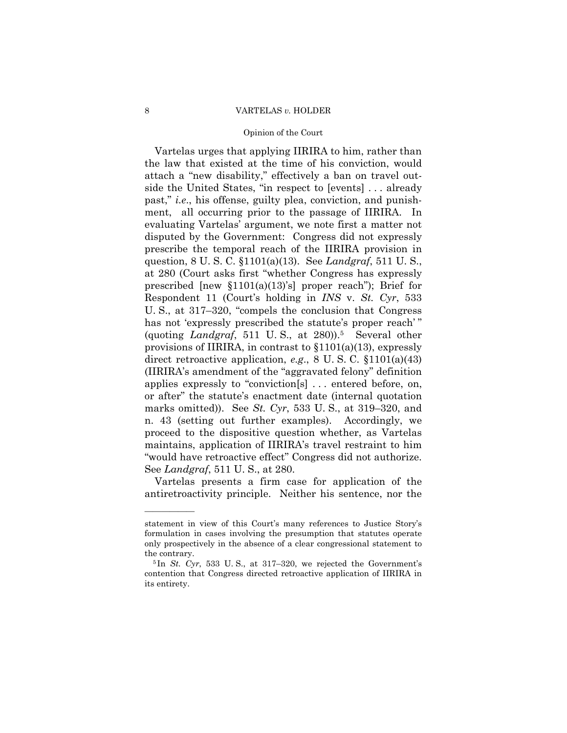Vartelas urges that applying IIRIRA to him, rather than the law that existed at the time of his conviction, would attach a "new disability," effectively a ban on travel outside the United States, "in respect to [events] . . . already past," *i.e.*, his offense, guilty plea, conviction, and punishment, all occurring prior to the passage of IIRIRA. In evaluating Vartelas' argument, we note first a matter not disputed by the Government: Congress did not expressly prescribe the temporal reach of the IIRIRA provision in question, 8 U. S. C. §1101(a)(13). See *Landgraf*, 511 U. S., at 280 (Court asks first "whether Congress has expressly prescribed [new §1101(a)(13)'s] proper reach"); Brief for Respondent 11 (Court's holding in *INS* v. *St. Cyr*, 533 U. S., at 317–320, "compels the conclusion that Congress has not 'expressly prescribed the statute's proper reach' " (quoting *Landgraf*, 511 U. S., at 280)).[5] Several other provisions of IIRIRA, in contrast to §1101(a)(13), expressly direct retroactive application, *e.g.*, 8 U. S. C. §1101(a)(43) (IIRIRA's amendment of the "aggravated felony" definition applies expressly to "conviction[s] . . . entered before, on, or after" the statute's enactment date (internal quotation marks omitted)). See *St. Cyr*, 533 U. S., at 319–320, and n. 43 (setting out further examples). Accordingly, we proceed to the dispositive question whether, as Vartelas maintains, application of IIRIRA's travel restraint to him "would have retroactive effect" Congress did not authorize. See *Landgraf*, 511 U. S., at 280.

Vartelas presents a firm case for application of the antiretroactivity principle. Neither his sentence, nor the

---

statement in view of this Court's many references to Justice Story's formulation in cases involving the presumption that statutes operate only prospectively in the absence of a clear congressional statement to the contrary.

[5] In *St. Cyr*, 533 U. S., at 317–320, we rejected the Government's contention that Congress directed retroactive application of IIRIRA in its entirety.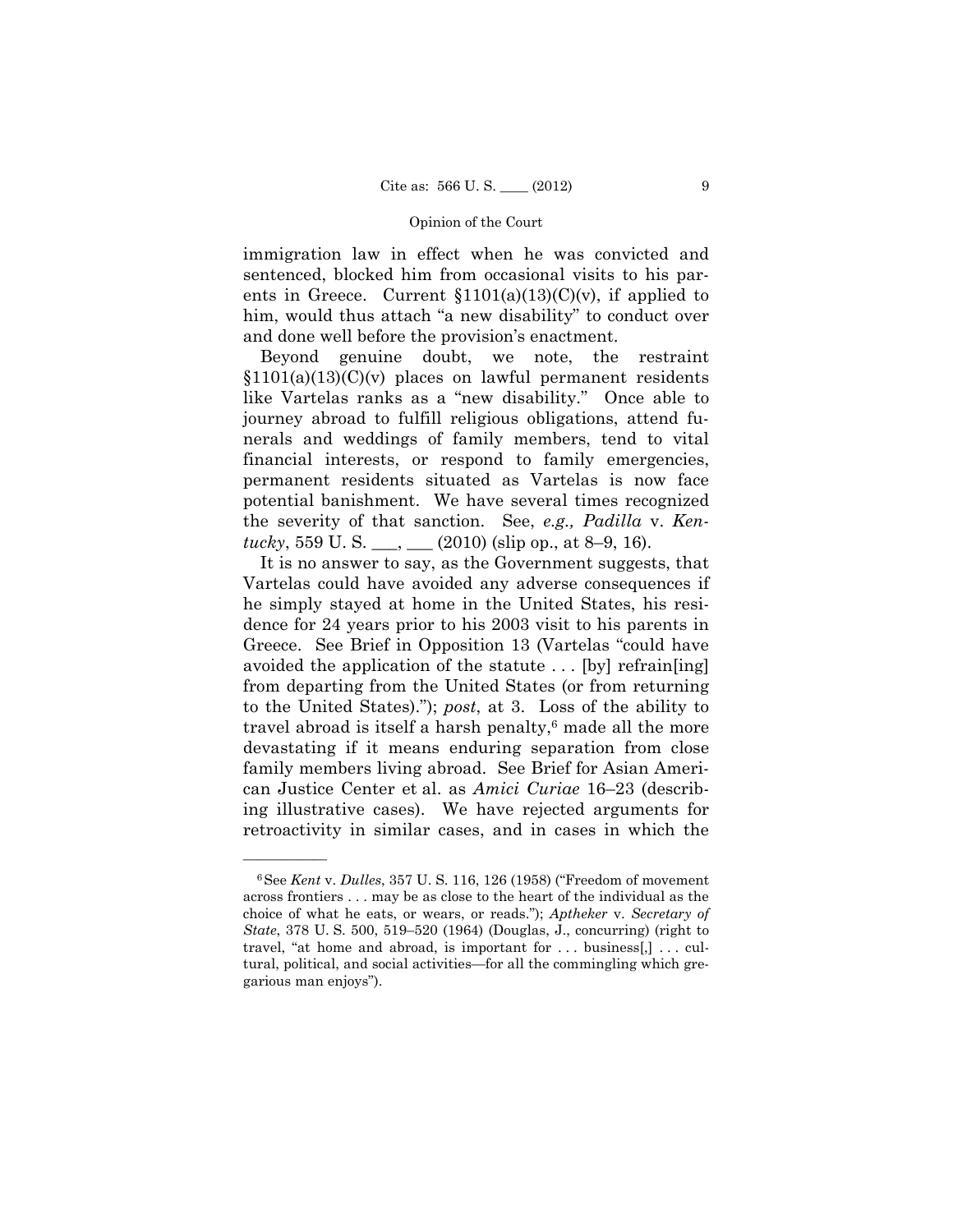immigration law in effect when he was convicted and sentenced, blocked him from occasional visits to his parents in Greece. Current §1101(a)(13)(C)(v), if applied to him, would thus attach "a new disability" to conduct over and done well before the provision's enactment.

Beyond genuine doubt, we note, the restraint §1101(a)(13)(C)(v) places on lawful permanent residents like Vartelas ranks as a "new disability." Once able to journey abroad to fulfill religious obligations, attend funerals and weddings of family members, tend to vital financial interests, or respond to family emergencies, permanent residents situated as Vartelas is now face potential banishment. We have several times recognized the severity of that sanction. See, *e.g., Padilla* v. *Kentucky*, 559 U. S. ___, ___ (2010) (slip op., at 8–9, 16).

It is no answer to say, as the Government suggests, that Vartelas could have avoided any adverse consequences if he simply stayed at home in the United States, his residence for 24 years prior to his 2003 visit to his parents in Greece. See Brief in Opposition 13 (Vartelas "could have avoided the application of the statute . . . [by] refrain[ing] from departing from the United States (or from returning to the United States)."); *post*, at 3. Loss of the ability to travel abroad is itself a harsh penalty,[6] made all the more devastating if it means enduring separation from close family members living abroad. See Brief for Asian American Justice Center et al. as *Amici Curiae* 16–23 (describing illustrative cases). We have rejected arguments for retroactivity in similar cases, and in cases in which the

---

[6] See *Kent* v. *Dulles*, 357 U. S. 116, 126 (1958) ("Freedom of movement across frontiers . . . may be as close to the heart of the individual as the choice of what he eats, or wears, or reads."); *Aptheker* v. *Secretary of State*, 378 U. S. 500, 519–520 (1964) (Douglas, J., concurring) (right to travel, "at home and abroad, is important for . . . business[,] . . . cultural, political, and social activities—for all the commingling which gregarious man enjoys").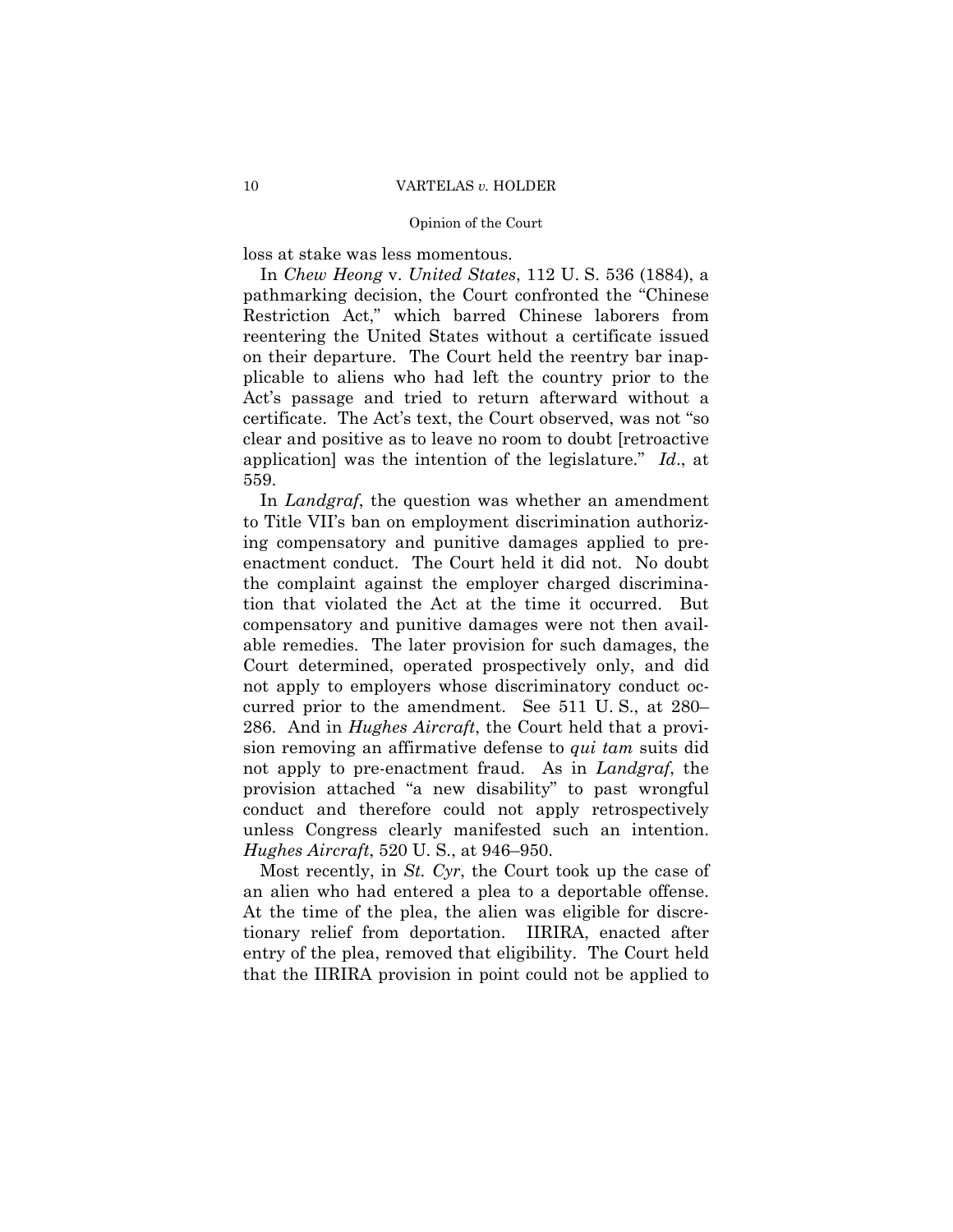loss at stake was less momentous.

In *Chew Heong* v. *United States*, 112 U. S. 536 (1884), a pathmarking decision, the Court confronted the "Chinese Restriction Act," which barred Chinese laborers from reentering the United States without a certificate issued on their departure. The Court held the reentry bar inapplicable to aliens who had left the country prior to the Act's passage and tried to return afterward without a certificate. The Act's text, the Court observed, was not "so clear and positive as to leave no room to doubt [retroactive application] was the intention of the legislature." *Id*., at 559.

In *Landgraf*, the question was whether an amendment to Title VII's ban on employment discrimination authorizing compensatory and punitive damages applied to pre-enactment conduct. The Court held it did not. No doubt the complaint against the employer charged discrimination that violated the Act at the time it occurred. But compensatory and punitive damages were not then available remedies. The later provision for such damages, the Court determined, operated prospectively only, and did not apply to employers whose discriminatory conduct occurred prior to the amendment. See 511 U. S., at 280–286. And in *Hughes Aircraft*, the Court held that a provision removing an affirmative defense to *qui tam* suits did not apply to pre-enactment fraud. As in *Landgraf*, the provision attached "a new disability" to past wrongful conduct and therefore could not apply retrospectively unless Congress clearly manifested such an intention. *Hughes Aircraft*, 520 U. S., at 946–950.

Most recently, in *St. Cyr*, the Court took up the case of an alien who had entered a plea to a deportable offense. At the time of the plea, the alien was eligible for discretionary relief from deportation. IIRIRA, enacted after entry of the plea, removed that eligibility. The Court held that the IIRIRA provision in point could not be applied to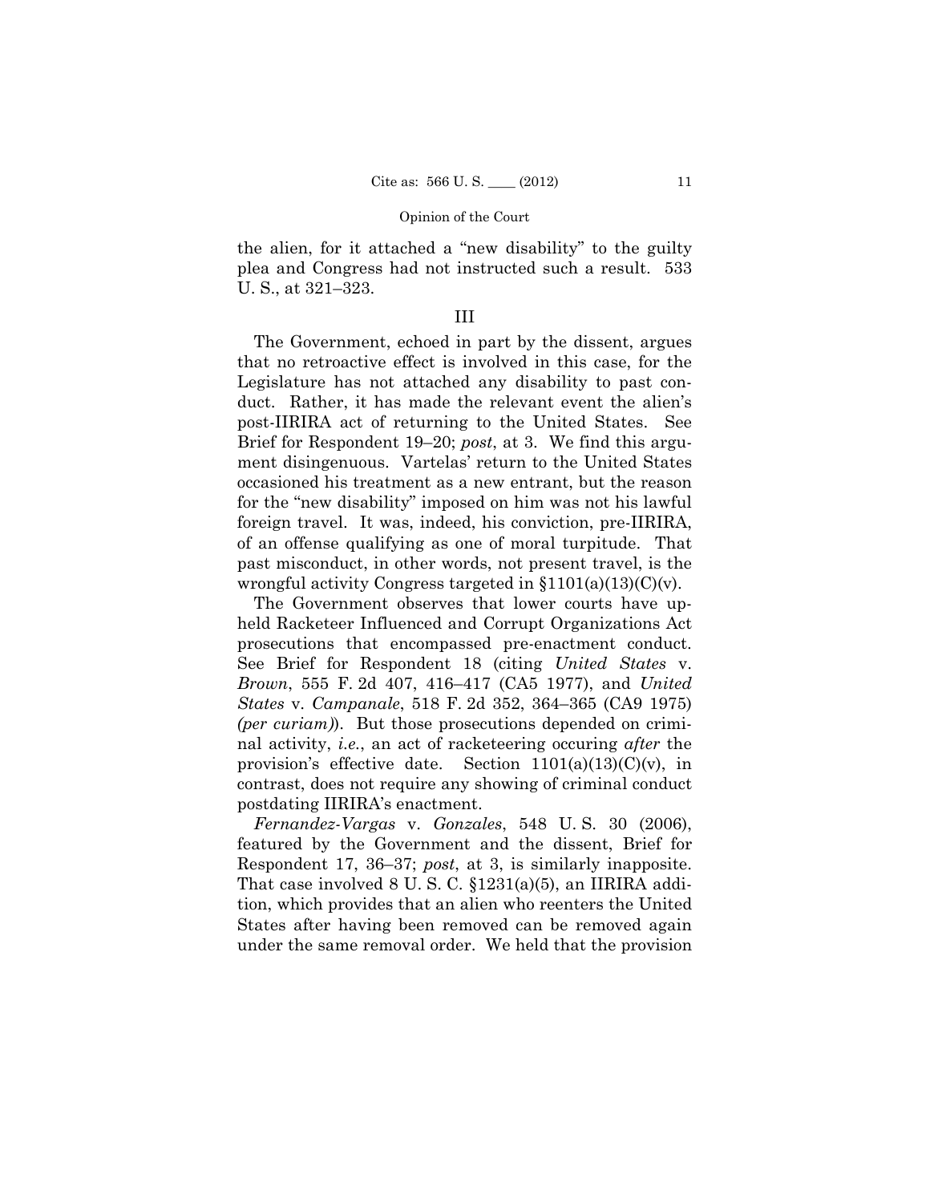the alien, for it attached a "new disability" to the guilty plea and Congress had not instructed such a result. 533 U. S., at 321–323.

## III

The Government, echoed in part by the dissent, argues that no retroactive effect is involved in this case, for the Legislature has not attached any disability to past conduct. Rather, it has made the relevant event the alien's post-IIRIRA act of returning to the United States. See Brief for Respondent 19–20; *post*, at 3. We find this argument disingenuous. Vartelas' return to the United States occasioned his treatment as a new entrant, but the reason for the "new disability" imposed on him was not his lawful foreign travel. It was, indeed, his conviction, pre-IIRIRA, of an offense qualifying as one of moral turpitude. That past misconduct, in other words, not present travel, is the wrongful activity Congress targeted in §1101(a)(13)(C)(v).

The Government observes that lower courts have upheld Racketeer Influenced and Corrupt Organizations Act prosecutions that encompassed pre-enactment conduct. See Brief for Respondent 18 (citing *United States* v. *Brown*, 555 F. 2d 407, 416–417 (CA5 1977), and *United States* v. *Campanale*, 518 F. 2d 352, 364–365 (CA9 1975) *(per curiam)*). But those prosecutions depended on criminal activity, *i.e.*, an act of racketeering occuring *after* the provision's effective date. Section 1101(a)(13)(C)(v), in contrast, does not require any showing of criminal conduct postdating IIRIRA's enactment.

*Fernandez-Vargas* v. *Gonzales*, 548 U. S. 30 (2006), featured by the Government and the dissent, Brief for Respondent 17, 36–37; *post*, at 3, is similarly inapposite. That case involved 8 U. S. C. §1231(a)(5), an IIRIRA addition, which provides that an alien who reenters the United States after having been removed can be removed again under the same removal order. We held that the provision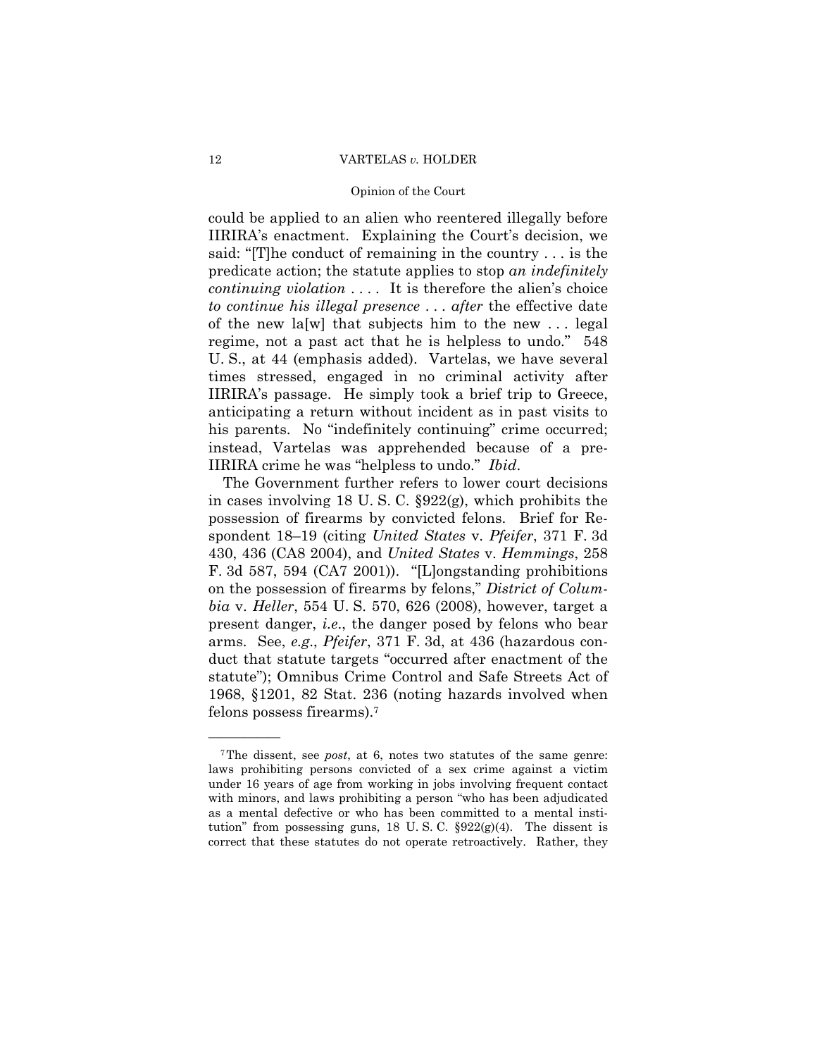could be applied to an alien who reentered illegally before IIRIRA's enactment. Explaining the Court's decision, we said: "[T]he conduct of remaining in the country . . . is the predicate action; the statute applies to stop *an indefinitely continuing violation* . . . . It is therefore the alien's choice *to continue his illegal presence* . . . *after* the effective date of the new la[w] that subjects him to the new . . . legal regime, not a past act that he is helpless to undo." 548 U. S., at 44 (emphasis added). Vartelas, we have several times stressed, engaged in no criminal activity after IIRIRA's passage. He simply took a brief trip to Greece, anticipating a return without incident as in past visits to his parents. No "indefinitely continuing" crime occurred; instead, Vartelas was apprehended because of a pre-IIRIRA crime he was "helpless to undo." *Ibid*.

The Government further refers to lower court decisions in cases involving 18 U. S. C. §922(g), which prohibits the possession of firearms by convicted felons. Brief for Respondent 18–19 (citing *United States* v. *Pfeifer*, 371 F. 3d 430, 436 (CA8 2004), and *United States* v. *Hemmings*, 258 F. 3d 587, 594 (CA7 2001)). "[L]ongstanding prohibitions on the possession of firearms by felons," *District of Columbia* v. *Heller*, 554 U. S. 570, 626 (2008), however, target a present danger, *i.e.*, the danger posed by felons who bear arms. See, *e.g.*, *Pfeifer*, 371 F. 3d, at 436 (hazardous conduct that statute targets "occurred after enactment of the statute"); Omnibus Crime Control and Safe Streets Act of 1968, §1201, 82 Stat. 236 (noting hazards involved when felons possess firearms).[7]

---

[7] The dissent, see *post*, at 6, notes two statutes of the same genre: laws prohibiting persons convicted of a sex crime against a victim under 16 years of age from working in jobs involving frequent contact with minors, and laws prohibiting a person "who has been adjudicated as a mental defective or who has been committed to a mental institution" from possessing guns, 18 U. S. C. §922(g)(4). The dissent is correct that these statutes do not operate retroactively. Rather, they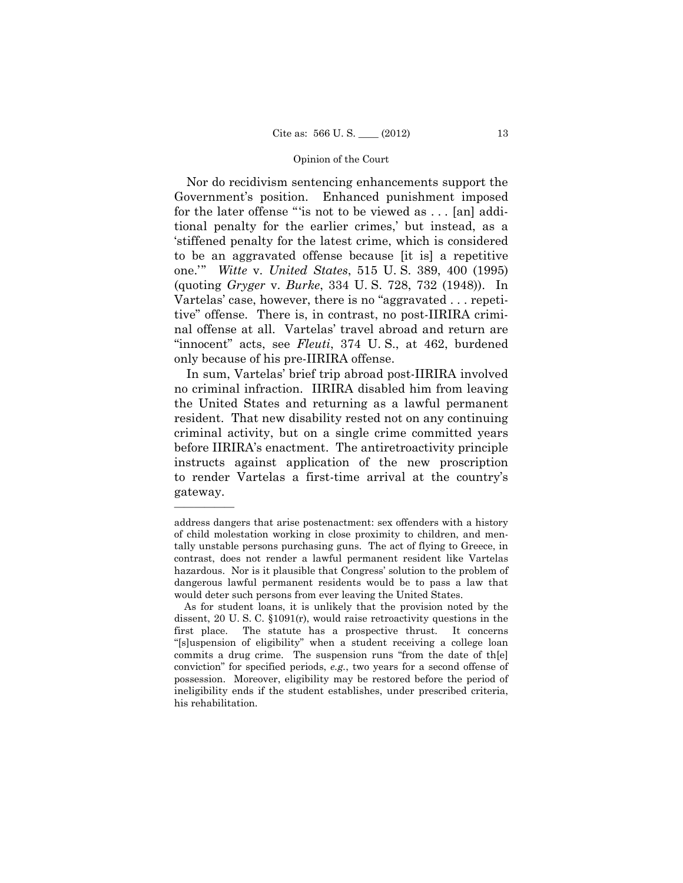Nor do recidivism sentencing enhancements support the Government's position. Enhanced punishment imposed for the later offense "'is not to be viewed as . . . [an] additional penalty for the earlier crimes,' but instead, as a 'stiffened penalty for the latest crime, which is considered to be an aggravated offense because [it is] a repetitive one.'" *Witte* v. *United States*, 515 U. S. 389, 400 (1995) (quoting *Gryger* v. *Burke*, 334 U. S. 728, 732 (1948)). In Vartelas' case, however, there is no "aggravated . . . repetitive" offense. There is, in contrast, no post-IIRIRA criminal offense at all. Vartelas' travel abroad and return are "innocent" acts, see *Fleuti*, 374 U. S., at 462, burdened only because of his pre-IIRIRA offense.

In sum, Vartelas' brief trip abroad post-IIRIRA involved no criminal infraction. IIRIRA disabled him from leaving the United States and returning as a lawful permanent resident. That new disability rested not on any continuing criminal activity, but on a single crime committed years before IIRIRA's enactment. The antiretroactivity principle instructs against application of the new proscription to render Vartelas a first-time arrival at the country's gateway.

---

address dangers that arise postenactment: sex offenders with a history of child molestation working in close proximity to children, and mentally unstable persons purchasing guns. The act of flying to Greece, in contrast, does not render a lawful permanent resident like Vartelas hazardous. Nor is it plausible that Congress' solution to the problem of dangerous lawful permanent residents would be to pass a law that would deter such persons from ever leaving the United States.

As for student loans, it is unlikely that the provision noted by the dissent, 20 U. S. C. §1091(r), would raise retroactivity questions in the first place. The statute has a prospective thrust. It concerns "[s]uspension of eligibility" when a student receiving a college loan commits a drug crime. The suspension runs "from the date of th[e] conviction" for specified periods, *e.g.*, two years for a second offense of possession. Moreover, eligibility may be restored before the period of ineligibility ends if the student establishes, under prescribed criteria, his rehabilitation.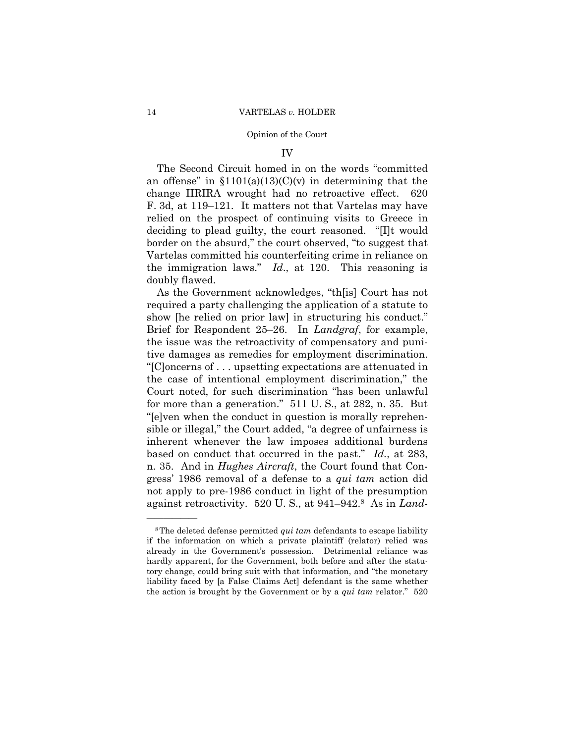## IV

The Second Circuit homed in on the words "committed an offense" in §1101(a)(13)(C)(v) in determining that the change IIRIRA wrought had no retroactive effect. 620 F. 3d, at 119–121. It matters not that Vartelas may have relied on the prospect of continuing visits to Greece in deciding to plead guilty, the court reasoned. "[I]t would border on the absurd," the court observed, "to suggest that Vartelas committed his counterfeiting crime in reliance on the immigration laws." *Id*., at 120. This reasoning is doubly flawed.

As the Government acknowledges, "th[is] Court has not required a party challenging the application of a statute to show [he relied on prior law] in structuring his conduct." Brief for Respondent 25–26. In *Landgraf*, for example, the issue was the retroactivity of compensatory and punitive damages as remedies for employment discrimination. "[C]oncerns of . . . upsetting expectations are attenuated in the case of intentional employment discrimination," the Court noted, for such discrimination "has been unlawful for more than a generation." 511 U. S., at 282, n. 35. But "[e]ven when the conduct in question is morally reprehensible or illegal," the Court added, "a degree of unfairness is inherent whenever the law imposes additional burdens based on conduct that occurred in the past." *Id.*, at 283, n. 35. And in *Hughes Aircraft*, the Court found that Congress' 1986 removal of a defense to a *qui tam* action did not apply to pre-1986 conduct in light of the presumption against retroactivity. 520 U. S., at 941–942.[8] As in *Land-*

---

[8] The deleted defense permitted *qui tam* defendants to escape liability if the information on which a private plaintiff (relator) relied was already in the Government's possession. Detrimental reliance was hardly apparent, for the Government, both before and after the statutory change, could bring suit with that information, and "the monetary liability faced by [a False Claims Act] defendant is the same whether the action is brought by the Government or by a *qui tam* relator." 520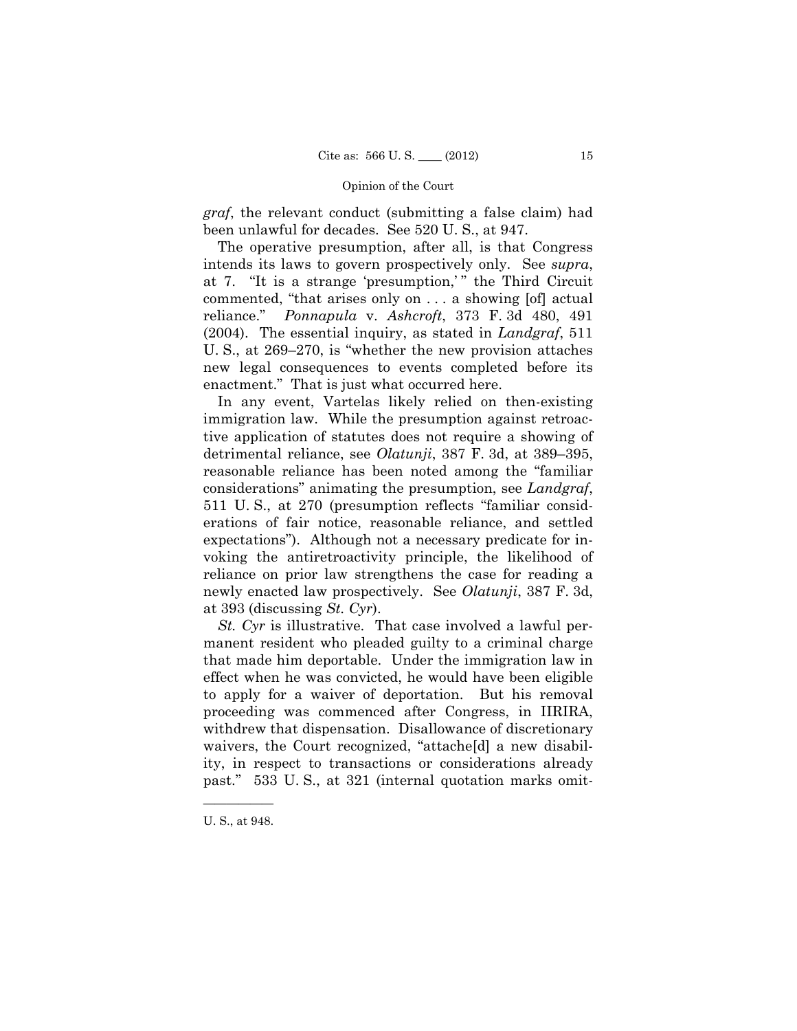*graf*, the relevant conduct (submitting a false claim) had been unlawful for decades. See 520 U. S., at 947.

The operative presumption, after all, is that Congress intends its laws to govern prospectively only. See *supra*, at 7. "It is a strange 'presumption,' " the Third Circuit commented, "that arises only on . . . a showing [of] actual reliance." *Ponnapula* v. *Ashcroft*, 373 F. 3d 480, 491 (2004). The essential inquiry, as stated in *Landgraf*, 511 U. S., at 269–270, is "whether the new provision attaches new legal consequences to events completed before its enactment." That is just what occurred here.

In any event, Vartelas likely relied on then-existing immigration law. While the presumption against retroactive application of statutes does not require a showing of detrimental reliance, see *Olatunji*, 387 F. 3d, at 389–395, reasonable reliance has been noted among the "familiar considerations" animating the presumption, see *Landgraf*, 511 U. S., at 270 (presumption reflects "familiar considerations of fair notice, reasonable reliance, and settled expectations"). Although not a necessary predicate for invoking the antiretroactivity principle, the likelihood of reliance on prior law strengthens the case for reading a newly enacted law prospectively. See *Olatunji*, 387 F. 3d, at 393 (discussing *St. Cyr*).

*St. Cyr* is illustrative. That case involved a lawful permanent resident who pleaded guilty to a criminal charge that made him deportable. Under the immigration law in effect when he was convicted, he would have been eligible to apply for a waiver of deportation. But his removal proceeding was commenced after Congress, in IIRIRA, withdrew that dispensation. Disallowance of discretionary waivers, the Court recognized, "attache[d] a new disability, in respect to transactions or considerations already past." 533 U. S., at 321 (internal quotation marks omit-

---

U. S., at 948.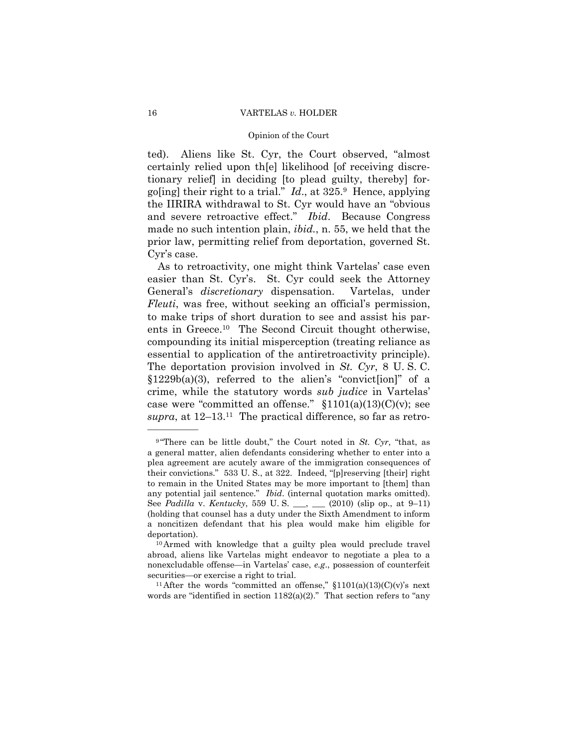ted). Aliens like St. Cyr, the Court observed, "almost certainly relied upon th[e] likelihood [of receiving discretionary relief] in deciding [to plead guilty, thereby] forgo[ing] their right to a trial." *Id*., at 325.[9] Hence, applying the IIRIRA withdrawal to St. Cyr would have an "obvious and severe retroactive effect." *Ibid*. Because Congress made no such intention plain, *ibid.*, n. 55, we held that the prior law, permitting relief from deportation, governed St. Cyr's case.

As to retroactivity, one might think Vartelas' case even easier than St. Cyr's. St. Cyr could seek the Attorney General's *discretionary* dispensation. Vartelas, under *Fleuti*, was free, without seeking an official's permission, to make trips of short duration to see and assist his parents in Greece.[10] The Second Circuit thought otherwise, compounding its initial misperception (treating reliance as essential to application of the antiretroactivity principle). The deportation provision involved in *St. Cyr*, 8 U. S. C. §1229b(a)(3), referred to the alien's "convict[ion]" of a crime, while the statutory words *sub judice* in Vartelas' case were "committed an offense." §1101(a)(13)(C)(v); see *supra*, at 12–13.[11] The practical difference, so far as retro-

---

[9] "There can be little doubt," the Court noted in *St. Cyr*, "that, as a general matter, alien defendants considering whether to enter into a plea agreement are acutely aware of the immigration consequences of their convictions." 533 U. S., at 322. Indeed, "[p]reserving [their] right to remain in the United States may be more important to [them] than any potential jail sentence." *Ibid*. (internal quotation marks omitted). See *Padilla* v. *Kentucky*, 559 U. S. ___, ___ (2010) (slip op., at 9–11) (holding that counsel has a duty under the Sixth Amendment to inform a noncitizen defendant that his plea would make him eligible for deportation).

[10] Armed with knowledge that a guilty plea would preclude travel abroad, aliens like Vartelas might endeavor to negotiate a plea to a nonexcludable offense—in Vartelas' case, *e.g*., possession of counterfeit securities—or exercise a right to trial.

[11] After the words "committed an offense," §1101(a)(13)(C)(v)'s next words are "identified in section 1182(a)(2)." That section refers to "any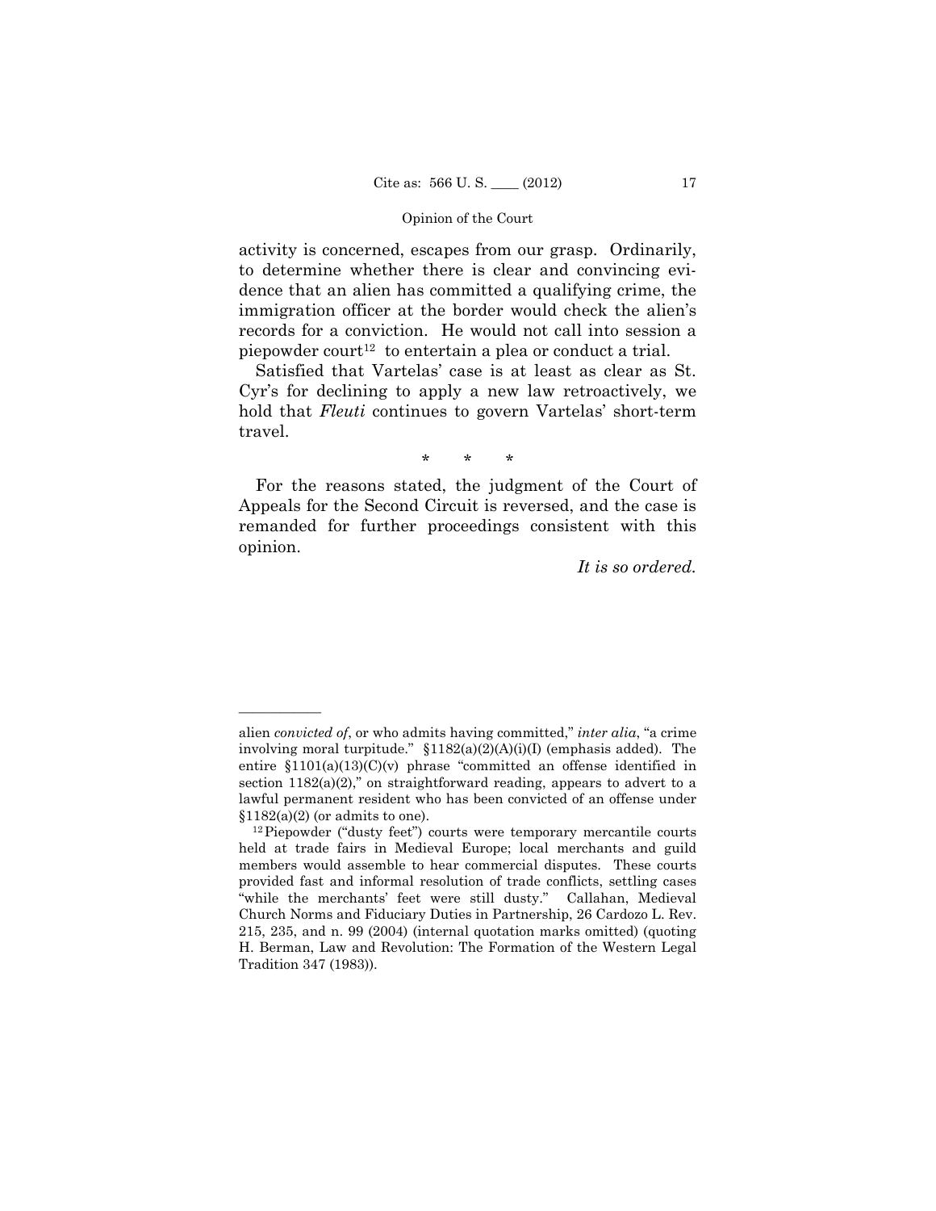activity is concerned, escapes from our grasp. Ordinarily, to determine whether there is clear and convincing evidence that an alien has committed a qualifying crime, the immigration officer at the border would check the alien's records for a conviction. He would not call into session a piepowder court[12] to entertain a plea or conduct a trial.

Satisfied that Vartelas' case is at least as clear as St. Cyr's for declining to apply a new law retroactively, we hold that *Fleuti* continues to govern Vartelas' short-term travel.

\* \* \*

For the reasons stated, the judgment of the Court of Appeals for the Second Circuit is reversed, and the case is remanded for further proceedings consistent with this opinion.

*It is so ordered.*

---

alien *convicted of*, or who admits having committed," *inter alia*, "a crime involving moral turpitude." §1182(a)(2)(A)(i)(I) (emphasis added). The entire §1101(a)(13)(C)(v) phrase "committed an offense identified in section 1182(a)(2)," on straightforward reading, appears to advert to a lawful permanent resident who has been convicted of an offense under §1182(a)(2) (or admits to one).

[12] Piepowder ("dusty feet") courts were temporary mercantile courts held at trade fairs in Medieval Europe; local merchants and guild members would assemble to hear commercial disputes. These courts provided fast and informal resolution of trade conflicts, settling cases "while the merchants' feet were still dusty." Callahan, Medieval Church Norms and Fiduciary Duties in Partnership, 26 Cardozo L. Rev. 215, 235, and n. 99 (2004) (internal quotation marks omitted) (quoting H. Berman, Law and Revolution: The Formation of the Western Legal Tradition 347 (1983)).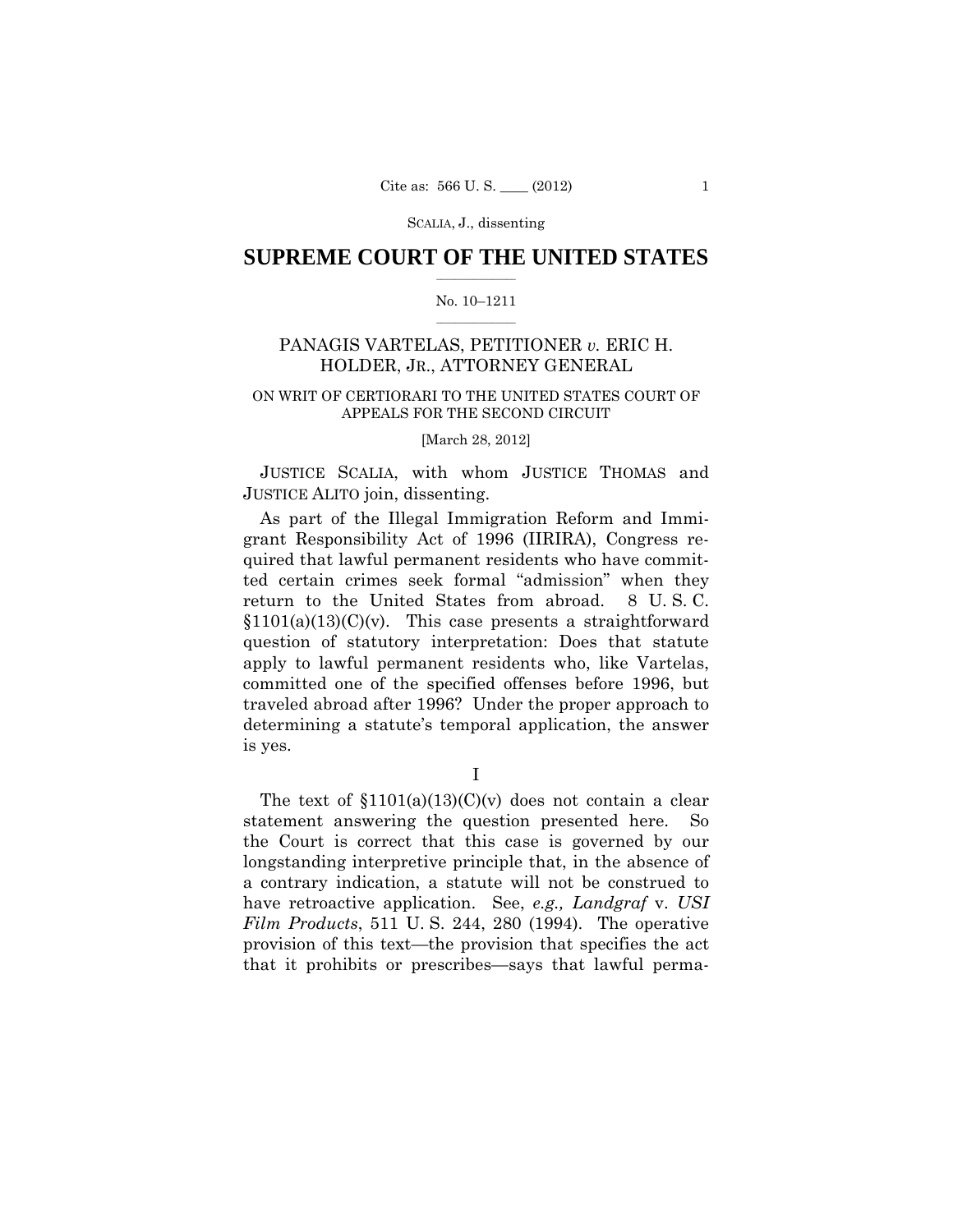SCALIA, J., dissenting

# SUPREME COURT OF THE UNITED STATES

No. 10–1211

PANAGIS VARTELAS, PETITIONER *v.* ERIC H. HOLDER, JR., ATTORNEY GENERAL

ON WRIT OF CERTIORARI TO THE UNITED STATES COURT OF APPEALS FOR THE SECOND CIRCUIT

[March 28, 2012]

JUSTICE SCALIA, with whom JUSTICE THOMAS and JUSTICE ALITO join, dissenting.

As part of the Illegal Immigration Reform and Immigrant Responsibility Act of 1996 (IIRIRA), Congress required that lawful permanent residents who have committed certain crimes seek formal "admission" when they return to the United States from abroad. 8 U. S. C. §1101(a)(13)(C)(v). This case presents a straightforward question of statutory interpretation: Does that statute apply to lawful permanent residents who, like Vartelas, committed one of the specified offenses before 1996, but traveled abroad after 1996? Under the proper approach to determining a statute's temporal application, the answer is yes.

I

The text of §1101(a)(13)(C)(v) does not contain a clear statement answering the question presented here. So the Court is correct that this case is governed by our longstanding interpretive principle that, in the absence of a contrary indication, a statute will not be construed to have retroactive application. See, *e.g., Landgraf* v. *USI Film Products*, 511 U. S. 244, 280 (1994). The operative provision of this text—the provision that specifies the act that it prohibits or prescribes—says that lawful perma-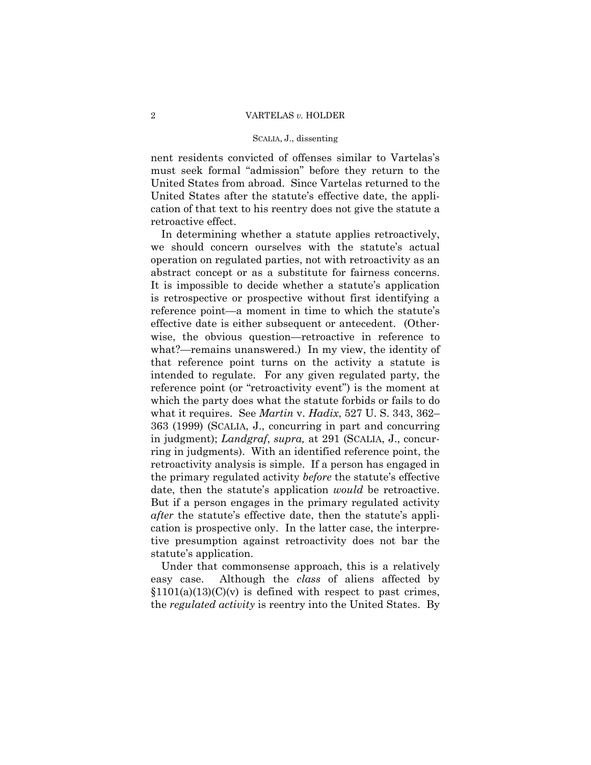nent residents convicted of offenses similar to Vartelas's must seek formal "admission" before they return to the United States from abroad. Since Vartelas returned to the United States after the statute's effective date, the application of that text to his reentry does not give the statute a retroactive effect.

In determining whether a statute applies retroactively, we should concern ourselves with the statute's actual operation on regulated parties, not with retroactivity as an abstract concept or as a substitute for fairness concerns. It is impossible to decide whether a statute's application is retrospective or prospective without first identifying a reference point—a moment in time to which the statute's effective date is either subsequent or antecedent. (Otherwise, the obvious question—retroactive in reference to what?—remains unanswered.) In my view, the identity of that reference point turns on the activity a statute is intended to regulate. For any given regulated party, the reference point (or "retroactivity event") is the moment at which the party does what the statute forbids or fails to do what it requires. See *Martin* v. *Hadix*, 527 U. S. 343, 362–363 (1999) (SCALIA, J., concurring in part and concurring in judgment); *Landgraf*, *supra,* at 291 (SCALIA, J., concurring in judgments). With an identified reference point, the retroactivity analysis is simple. If a person has engaged in the primary regulated activity *before* the statute's effective date, then the statute's application *would* be retroactive. But if a person engages in the primary regulated activity *after* the statute's effective date, then the statute's application is prospective only. In the latter case, the interpretive presumption against retroactivity does not bar the statute's application.

Under that commonsense approach, this is a relatively easy case. Although the *class* of aliens affected by §1101(a)(13)(C)(v) is defined with respect to past crimes, the *regulated activity* is reentry into the United States. By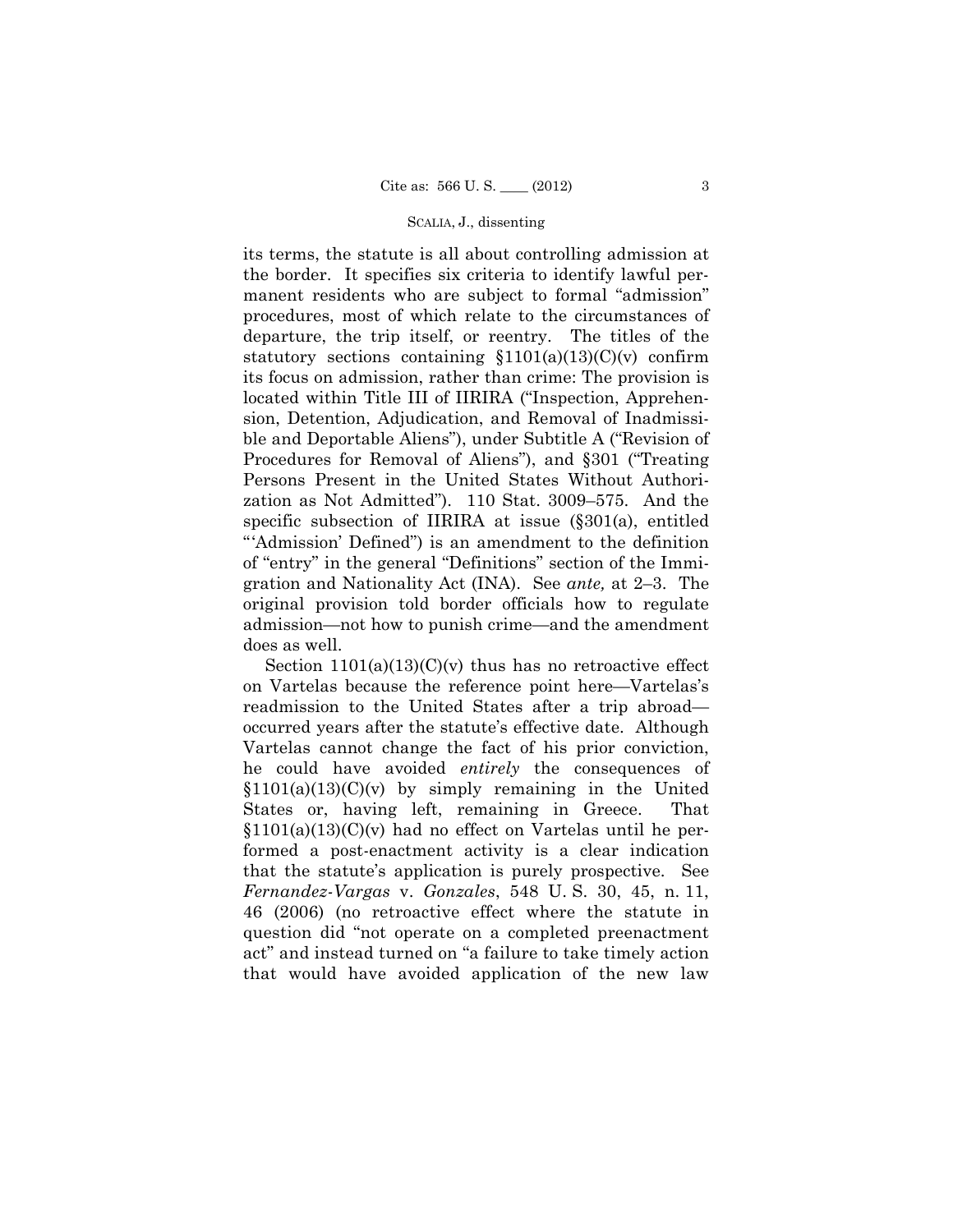its terms, the statute is all about controlling admission at the border. It specifies six criteria to identify lawful permanent residents who are subject to formal "admission" procedures, most of which relate to the circumstances of departure, the trip itself, or reentry. The titles of the statutory sections containing §1101(a)(13)(C)(v) confirm its focus on admission, rather than crime: The provision is located within Title III of IIRIRA ("Inspection, Apprehension, Detention, Adjudication, and Removal of Inadmissible and Deportable Aliens"), under Subtitle A ("Revision of Procedures for Removal of Aliens"), and §301 ("Treating Persons Present in the United States Without Authorization as Not Admitted"). 110 Stat. 3009–575. And the specific subsection of IIRIRA at issue (§301(a), entitled "'Admission' Defined") is an amendment to the definition of "entry" in the general "Definitions" section of the Immigration and Nationality Act (INA). See *ante,* at 2–3. The original provision told border officials how to regulate admission—not how to punish crime—and the amendment does as well.

Section 1101(a)(13)(C)(v) thus has no retroactive effect on Vartelas because the reference point here—Vartelas's readmission to the United States after a trip abroad—occurred years after the statute's effective date. Although Vartelas cannot change the fact of his prior conviction, he could have avoided *entirely* the consequences of §1101(a)(13)(C)(v) by simply remaining in the United States or, having left, remaining in Greece. That §1101(a)(13)(C)(v) had no effect on Vartelas until he performed a post-enactment activity is a clear indication that the statute's application is purely prospective. See *Fernandez-Vargas* v. *Gonzales*, 548 U. S. 30, 45, n. 11, 46 (2006) (no retroactive effect where the statute in question did "not operate on a completed preenactment act" and instead turned on "a failure to take timely action that would have avoided application of the new law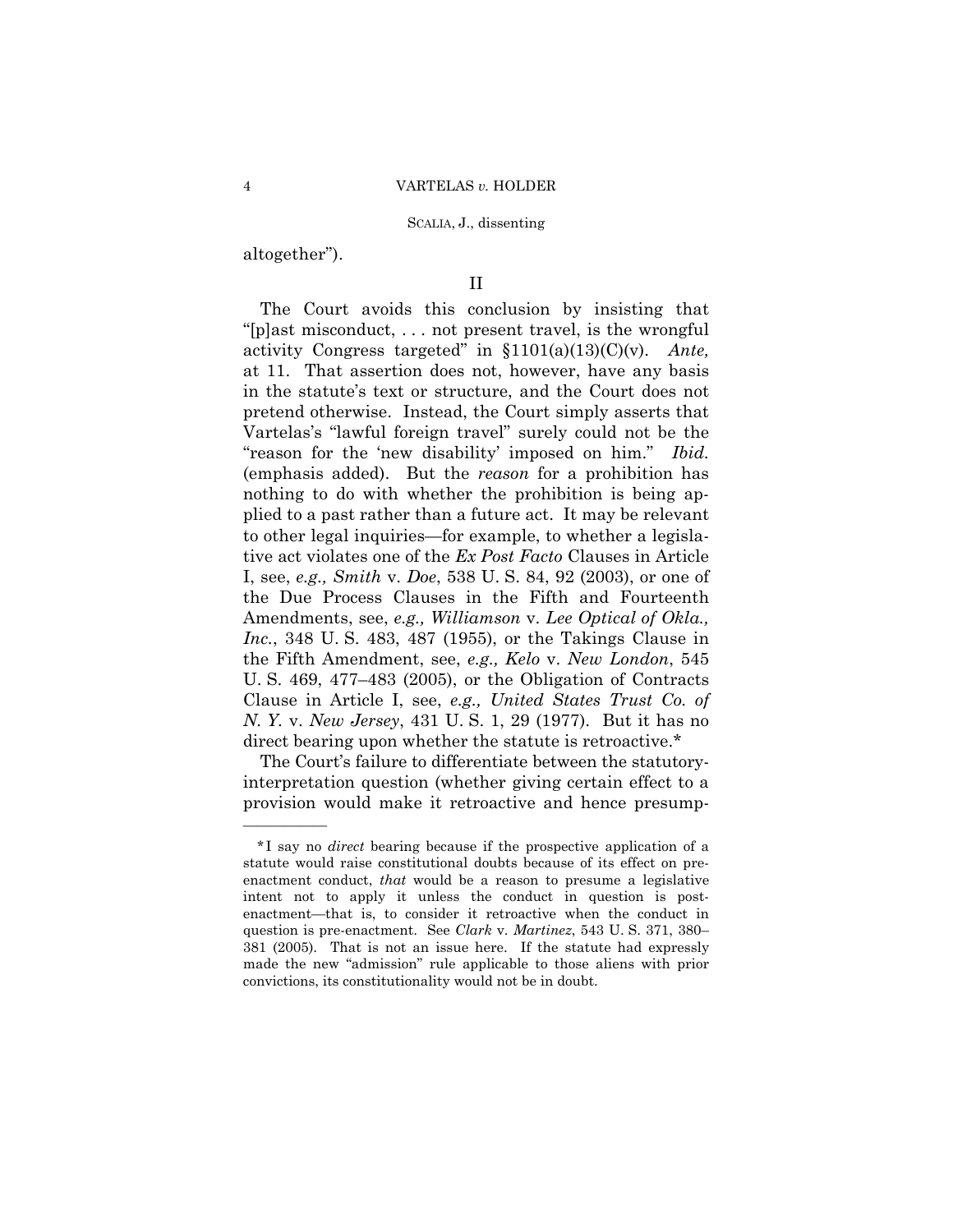altogether").

II

The Court avoids this conclusion by insisting that "[p]ast misconduct, . . . not present travel, is the wrongful activity Congress targeted" in §1101(a)(13)(C)(v). *Ante,* at 11. That assertion does not, however, have any basis in the statute's text or structure, and the Court does not pretend otherwise. Instead, the Court simply asserts that Vartelas's "lawful foreign travel" surely could not be the "reason for the 'new disability' imposed on him." *Ibid.* (emphasis added). But the *reason* for a prohibition has nothing to do with whether the prohibition is being applied to a past rather than a future act. It may be relevant to other legal inquiries—for example, to whether a legislative act violates one of the *Ex Post Facto* Clauses in Article I, see, *e.g., Smith* v. *Doe*, 538 U. S. 84, 92 (2003), or one of the Due Process Clauses in the Fifth and Fourteenth Amendments, see, *e.g., Williamson* v. *Lee Optical of Okla., Inc.*, 348 U. S. 483, 487 (1955), or the Takings Clause in the Fifth Amendment, see, *e.g., Kelo* v. *New London*, 545 U. S. 469, 477–483 (2005), or the Obligation of Contracts Clause in Article I, see, *e.g., United States Trust Co. of N. Y.* v. *New Jersey*, 431 U. S. 1, 29 (1977). But it has no direct bearing upon whether the statute is retroactive.*

The Court's failure to differentiate between the statutory-interpretation question (whether giving certain effect to a provision would make it retroactive and hence presump-

---

*I say no *direct* bearing because if the prospective application of a statute would raise constitutional doubts because of its effect on pre-enactment conduct, *that* would be a reason to presume a legislative intent not to apply it unless the conduct in question is post-enactment—that is, to consider it retroactive when the conduct in question is pre-enactment. See *Clark* v. *Martinez*, 543 U. S. 371, 380–381 (2005). That is not an issue here. If the statute had expressly made the new "admission" rule applicable to those aliens with prior convictions, its constitutionality would not be in doubt.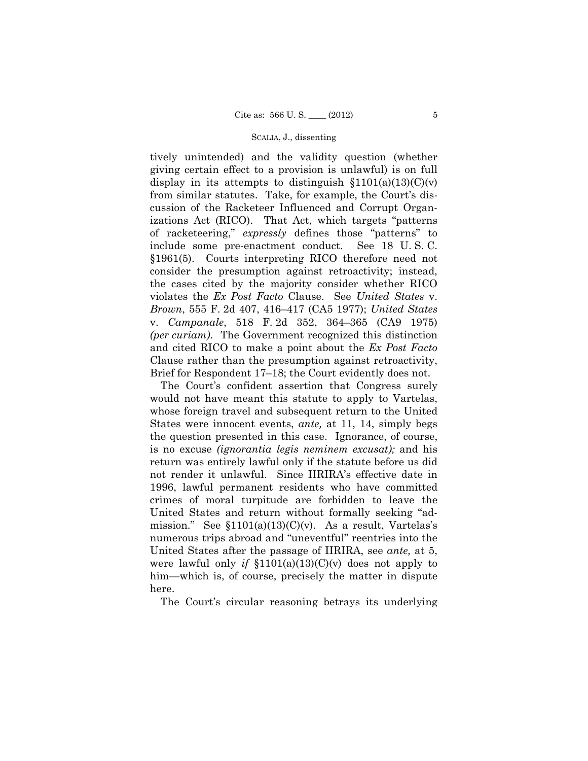tively unintended) and the validity question (whether giving certain effect to a provision is unlawful) is on full display in its attempts to distinguish §1101(a)(13)(C)(v) from similar statutes. Take, for example, the Court's discussion of the Racketeer Influenced and Corrupt Organizations Act (RICO). That Act, which targets "patterns of racketeering," *expressly* defines those "patterns" to include some pre-enactment conduct. See 18 U. S. C. §1961(5). Courts interpreting RICO therefore need not consider the presumption against retroactivity; instead, the cases cited by the majority consider whether RICO violates the *Ex Post Facto* Clause. See *United States* v. *Brown*, 555 F. 2d 407, 416–417 (CA5 1977); *United States* v. *Campanale*, 518 F. 2d 352, 364–365 (CA9 1975) *(per curiam)*. The Government recognized this distinction and cited RICO to make a point about the *Ex Post Facto* Clause rather than the presumption against retroactivity, Brief for Respondent 17–18; the Court evidently does not.

The Court's confident assertion that Congress surely would not have meant this statute to apply to Vartelas, whose foreign travel and subsequent return to the United States were innocent events, *ante,* at 11, 14, simply begs the question presented in this case. Ignorance, of course, is no excuse *(ignorantia legis neminem excusat);* and his return was entirely lawful only if the statute before us did not render it unlawful. Since IIRIRA's effective date in 1996, lawful permanent residents who have committed crimes of moral turpitude are forbidden to leave the United States and return without formally seeking "admission." See §1101(a)(13)(C)(v). As a result, Vartelas's numerous trips abroad and "uneventful" reentries into the United States after the passage of IIRIRA, see *ante,* at 5, were lawful only *if* §1101(a)(13)(C)(v) does not apply to him—which is, of course, precisely the matter in dispute here.

The Court's circular reasoning betrays its underlying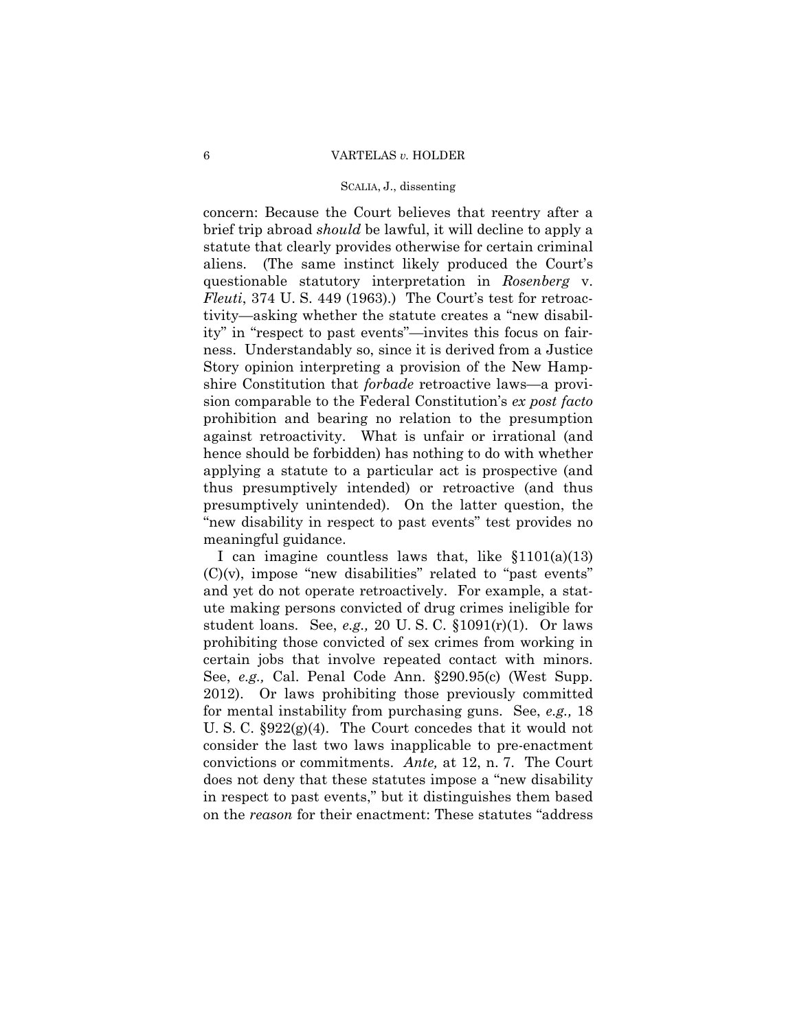concern: Because the Court believes that reentry after a brief trip abroad *should* be lawful, it will decline to apply a statute that clearly provides otherwise for certain criminal aliens. (The same instinct likely produced the Court's questionable statutory interpretation in *Rosenberg* v. *Fleuti*, 374 U. S. 449 (1963).) The Court's test for retroactivity—asking whether the statute creates a "new disability" in "respect to past events"—invites this focus on fairness. Understandably so, since it is derived from a Justice Story opinion interpreting a provision of the New Hampshire Constitution that *forbade* retroactive laws—a provision comparable to the Federal Constitution's *ex post facto* prohibition and bearing no relation to the presumption against retroactivity. What is unfair or irrational (and hence should be forbidden) has nothing to do with whether applying a statute to a particular act is prospective (and thus presumptively intended) or retroactive (and thus presumptively unintended). On the latter question, the "new disability in respect to past events" test provides no meaningful guidance.

I can imagine countless laws that, like §1101(a)(13)(C)(v), impose "new disabilities" related to "past events" and yet do not operate retroactively. For example, a statute making persons convicted of drug crimes ineligible for student loans. See, *e.g.,* 20 U. S. C. §1091(r)(1). Or laws prohibiting those convicted of sex crimes from working in certain jobs that involve repeated contact with minors. See, *e.g.,* Cal. Penal Code Ann. §290.95(c) (West Supp. 2012). Or laws prohibiting those previously committed for mental instability from purchasing guns. See, *e.g.,* 18 U. S. C. §922(g)(4). The Court concedes that it would not consider the last two laws inapplicable to pre-enactment convictions or commitments. *Ante,* at 12, n. 7. The Court does not deny that these statutes impose a "new disability in respect to past events," but it distinguishes them based on the *reason* for their enactment: These statutes "address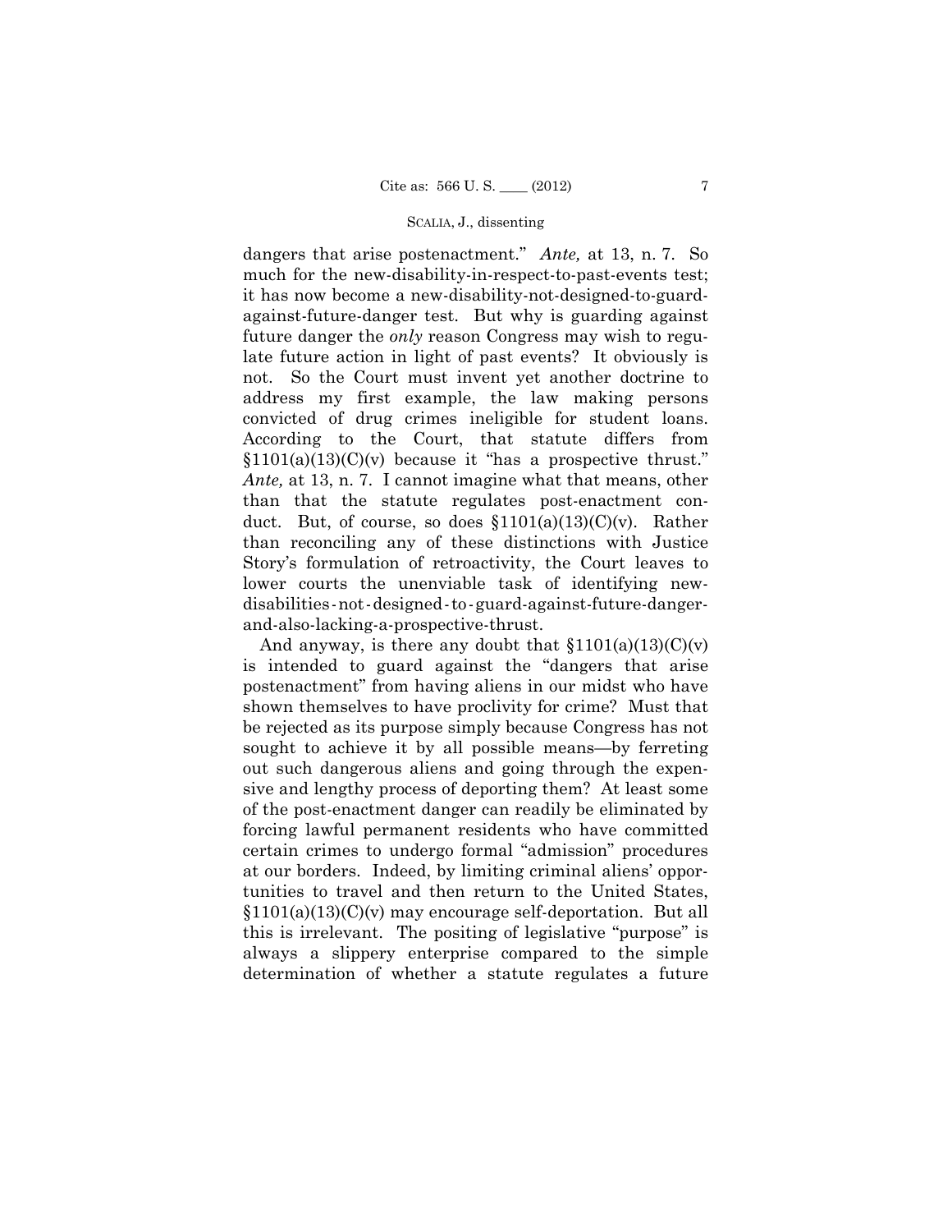dangers that arise postenactment." *Ante,* at 13, n. 7. So much for the new-disability-in-respect-to-past-events test; it has now become a new-disability-not-designed-to-guard-against-future-danger test. But why is guarding against future danger the *only* reason Congress may wish to regulate future action in light of past events? It obviously is not. So the Court must invent yet another doctrine to address my first example, the law making persons convicted of drug crimes ineligible for student loans. According to the Court, that statute differs from §1101(a)(13)(C)(v) because it "has a prospective thrust." *Ante,* at 13, n. 7. I cannot imagine what that means, other than that the statute regulates post-enactment conduct. But, of course, so does §1101(a)(13)(C)(v). Rather than reconciling any of these distinctions with Justice Story's formulation of retroactivity, the Court leaves to lower courts the unenviable task of identifying new-disabilities-not-designed-to-guard-against-future-danger-and-also-lacking-a-prospective-thrust.

And anyway, is there any doubt that §1101(a)(13)(C)(v) is intended to guard against the "dangers that arise postenactment" from having aliens in our midst who have shown themselves to have proclivity for crime? Must that be rejected as its purpose simply because Congress has not sought to achieve it by all possible means—by ferreting out such dangerous aliens and going through the expensive and lengthy process of deporting them? At least some of the post-enactment danger can readily be eliminated by forcing lawful permanent residents who have committed certain crimes to undergo formal "admission" procedures at our borders. Indeed, by limiting criminal aliens' opportunities to travel and then return to the United States, §1101(a)(13)(C)(v) may encourage self-deportation. But all this is irrelevant. The positing of legislative "purpose" is always a slippery enterprise compared to the simple determination of whether a statute regulates a future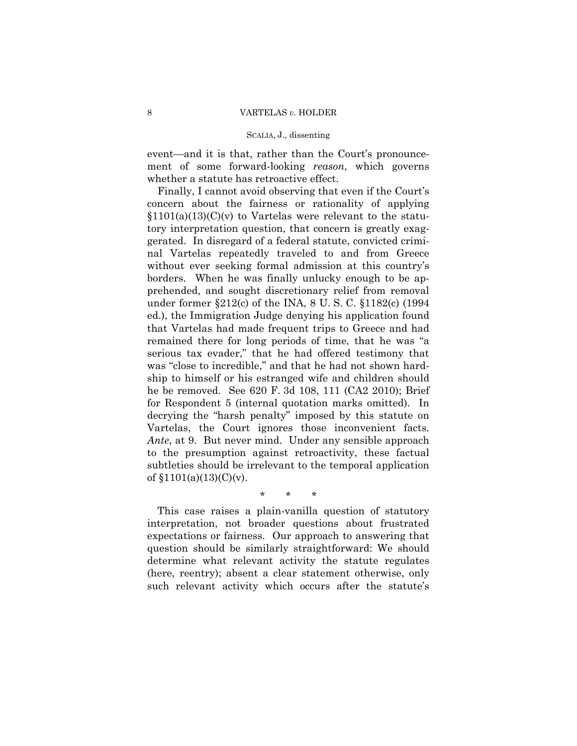event—and it is that, rather than the Court's pronouncement of some forward-looking *reason*, which governs whether a statute has retroactive effect.

Finally, I cannot avoid observing that even if the Court's concern about the fairness or rationality of applying §1101(a)(13)(C)(v) to Vartelas were relevant to the statutory interpretation question, that concern is greatly exaggerated. In disregard of a federal statute, convicted criminal Vartelas repeatedly traveled to and from Greece without ever seeking formal admission at this country's borders. When he was finally unlucky enough to be apprehended, and sought discretionary relief from removal under former §212(c) of the INA, 8 U. S. C. §1182(c) (1994 ed.), the Immigration Judge denying his application found that Vartelas had made frequent trips to Greece and had remained there for long periods of time, that he was "a serious tax evader," that he had offered testimony that was "close to incredible," and that he had not shown hardship to himself or his estranged wife and children should he be removed. See 620 F. 3d 108, 111 (CA2 2010); Brief for Respondent 5 (internal quotation marks omitted). In decrying the "harsh penalty" imposed by this statute on Vartelas, the Court ignores those inconvenient facts. *Ante*, at 9. But never mind. Under any sensible approach to the presumption against retroactivity, these factual subtleties should be irrelevant to the temporal application of §1101(a)(13)(C)(v).

\* \* \*

This case raises a plain-vanilla question of statutory interpretation, not broader questions about frustrated expectations or fairness. Our approach to answering that question should be similarly straightforward: We should determine what relevant activity the statute regulates (here, reentry); absent a clear statement otherwise, only such relevant activity which occurs after the statute's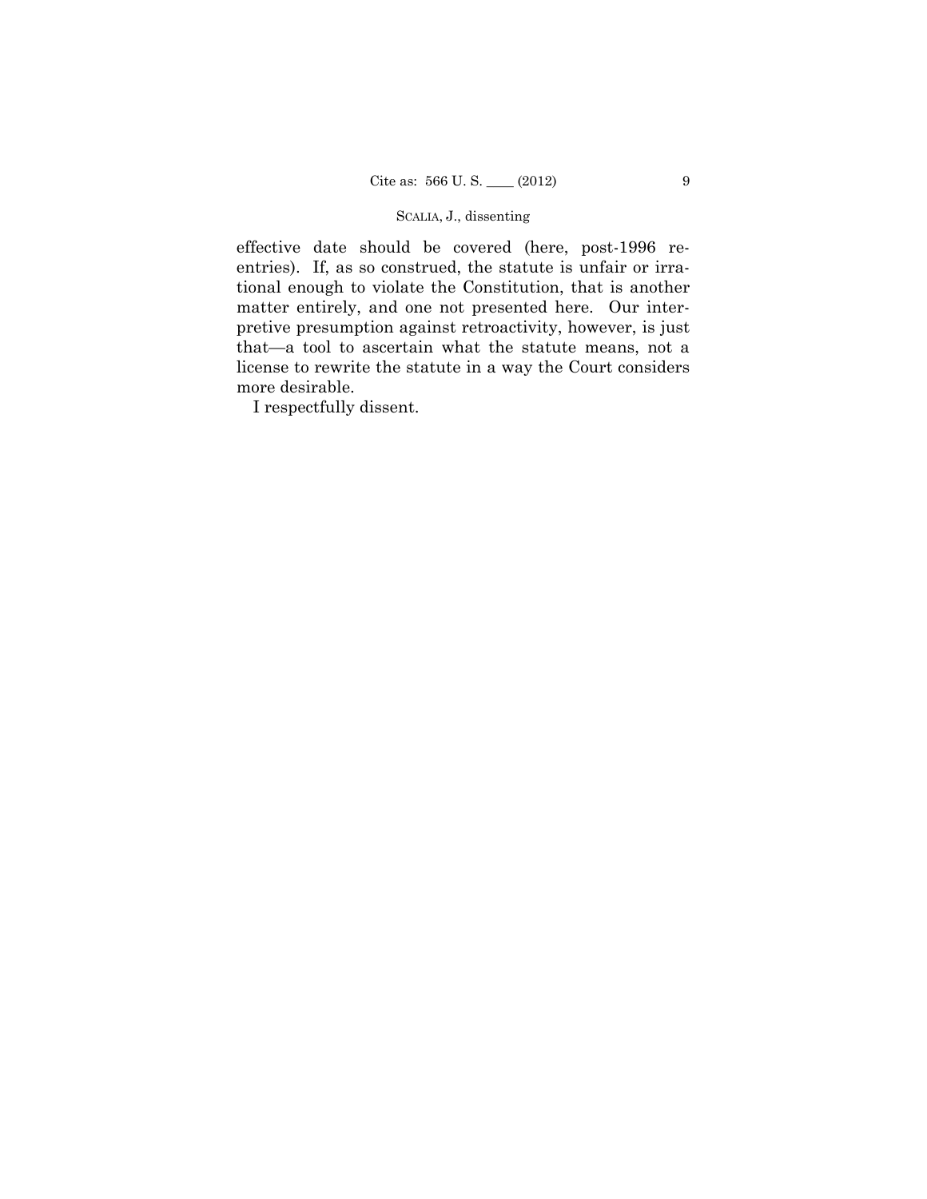effective date should be covered (here, post-1996 reentries). If, as so construed, the statute is unfair or irrational enough to violate the Constitution, that is another matter entirely, and one not presented here. Our interpretive presumption against retroactivity, however, is just that—a tool to ascertain what the statute means, not a license to rewrite the statute in a way the Court considers more desirable.

I respectfully dissent.